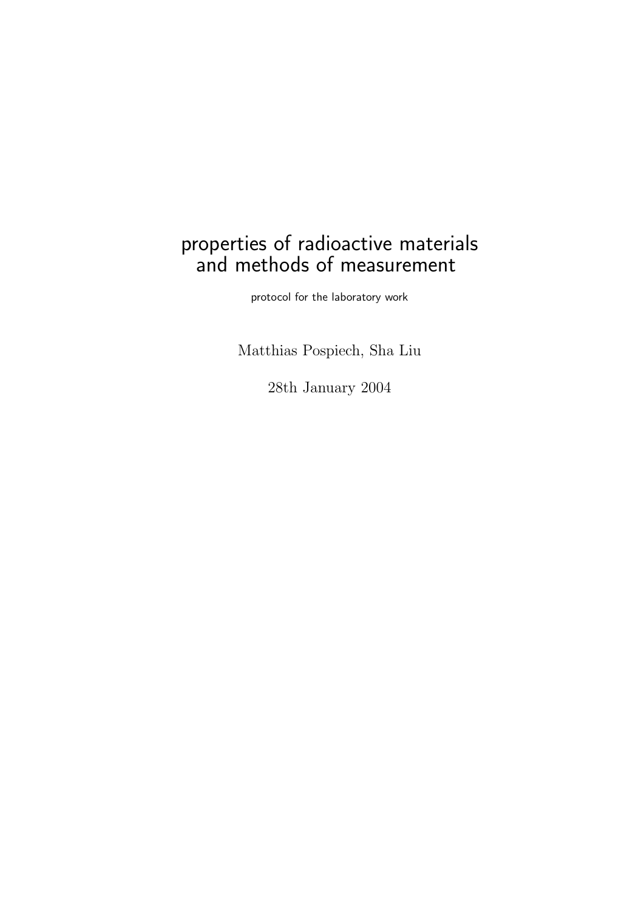# properties of radioactive materials and methods of measurement

protocol for the laboratory work

Matthias Pospiech, Sha Liu

28th January 2004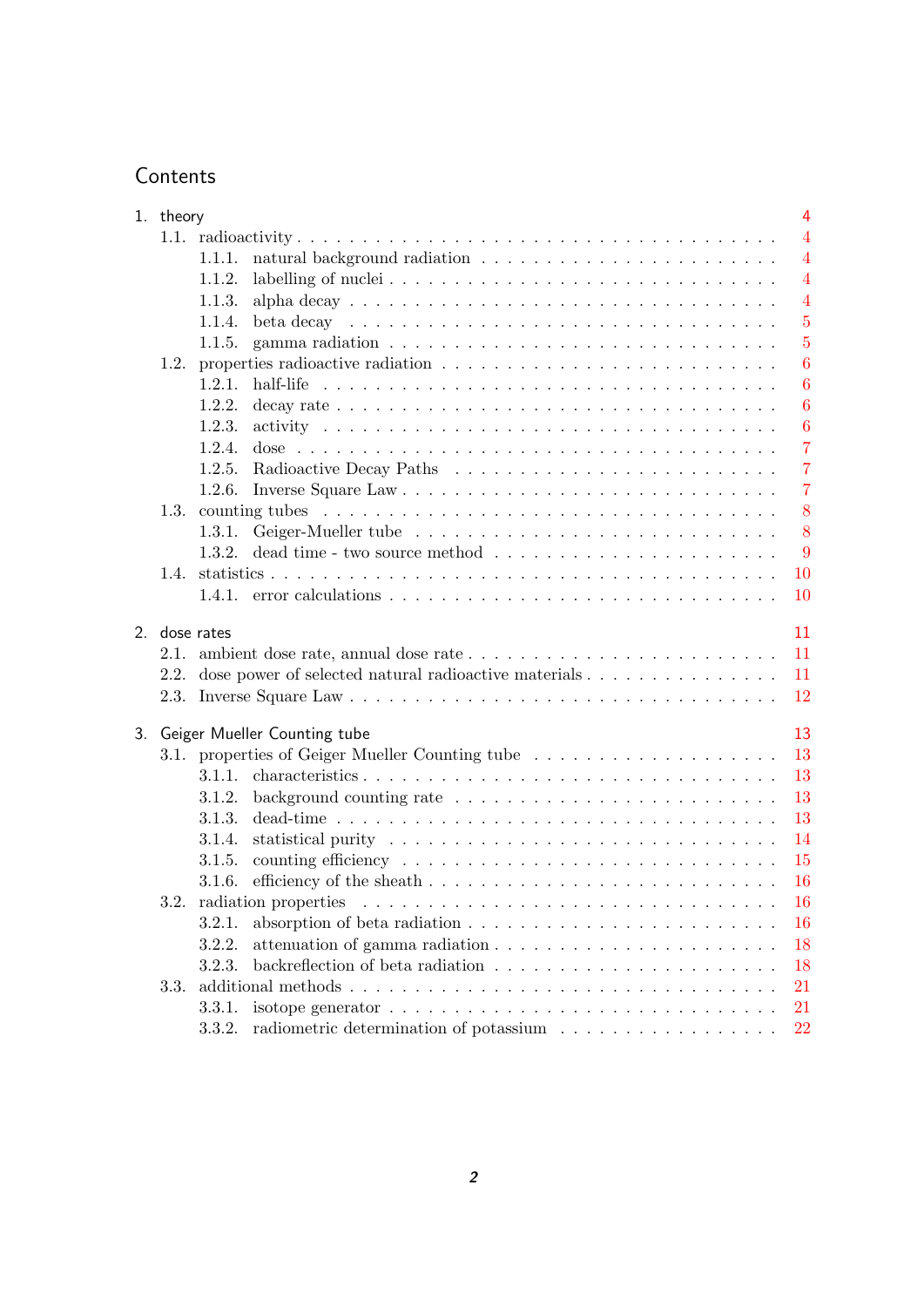# Contents

1. theory ... 4
   - 1.1. radioactivity ... 4
     - 1.1.1. natural background radiation ... 4
     - 1.1.2. labelling of nuclei ... 4
     - 1.1.3. alpha decay ... 4
     - 1.1.4. beta decay ... 5
     - 1.1.5. gamma radiation ... 5
   - 1.2. properties radioactive radiation ... 6
     - 1.2.1. half-life ... 6
     - 1.2.2. decay rate ... 6
     - 1.2.3. activity ... 6
     - 1.2.4. dose ... 7
     - 1.2.5. Radioactive Decay Paths ... 7
     - 1.2.6. Inverse Square Law ... 7
   - 1.3. counting tubes ... 8
     - 1.3.1. Geiger-Mueller tube ... 8
     - 1.3.2. dead time - two source method ... 9
   - 1.4. statistics ... 10
     - 1.4.1. error calculations ... 10

2. dose rates ... 11
   - 2.1. ambient dose rate, annual dose rate ... 11
   - 2.2. dose power of selected natural radioactive materials ... 11
   - 2.3. Inverse Square Law ... 12

3. Geiger Mueller Counting tube ... 13
   - 3.1. properties of Geiger Mueller Counting tube ... 13
     - 3.1.1. characteristics ... 13
     - 3.1.2. background counting rate ... 13
     - 3.1.3. dead-time ... 13
     - 3.1.4. statistical purity ... 14
     - 3.1.5. counting efficiency ... 15
     - 3.1.6. efficiency of the sheath ... 16
   - 3.2. radiation properties ... 16
     - 3.2.1. absorption of beta radiation ... 16
     - 3.2.2. attenuation of gamma radiation ... 18
     - 3.2.3. backreflection of beta radiation ... 18
   - 3.3. additional methods ... 21
     - 3.3.1. isotope generator ... 21
     - 3.3.2. radiometric determination of potassium ... 22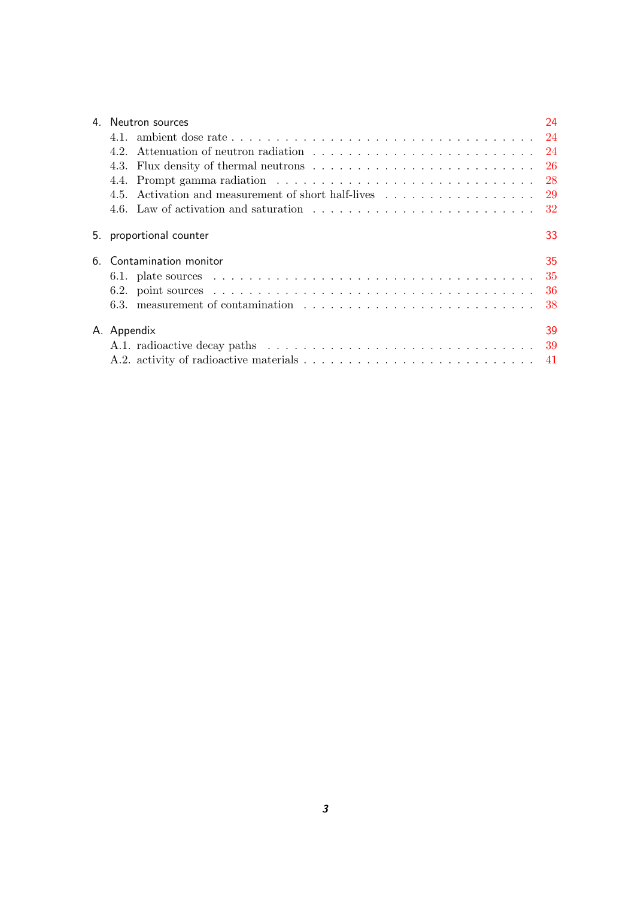4. Neutron sources 24
   - 4.1. ambient dose rate 24
   - 4.2. Attenuation of neutron radiation 24
   - 4.3. Flux density of thermal neutrons 26
   - 4.4. Prompt gamma radiation 28
   - 4.5. Activation and measurement of short half-lives 29
   - 4.6. Law of activation and saturation 32

5. proportional counter 33

6. Contamination monitor 35
   - 6.1. plate sources 35
   - 6.2. point sources 36
   - 6.3. measurement of contamination 38

A. Appendix 39
   - A.1. radioactive decay paths 39
   - A.2. activity of radioactive materials 41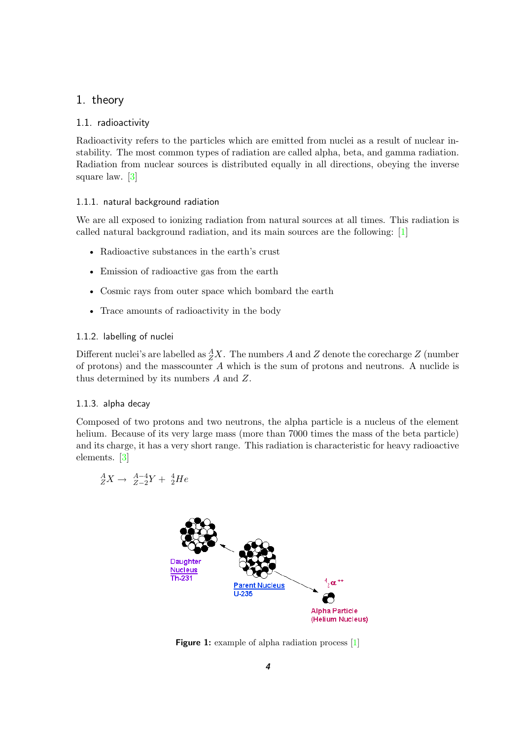# 1. theory

## 1.1. radioactivity

Radioactivity refers to the particles which are emitted from nuclei as a result of nuclear instability. The most common types of radiation are called alpha, beta, and gamma radiation. Radiation from nuclear sources is distributed equally in all directions, obeying the inverse square law. [3]

### 1.1.1. natural background radiation

We are all exposed to ionizing radiation from natural sources at all times. This radiation is called natural background radiation, and its main sources are the following: [1]

- Radioactive substances in the earth's crust
- Emission of radioactive gas from the earth
- Cosmic rays from outer space which bombard the earth
- Trace amounts of radioactivity in the body

### 1.1.2. labelling of nuclei

Different nuclei's are labelled as ${}^{A}_{Z}X$. The numbers $A$ and $Z$ denote the corecharge $Z$ (number of protons) and the masscounter $A$ which is the sum of protons and neutrons. A nuclide is thus determined by its numbers $A$ and $Z$.

### 1.1.3. alpha decay

Composed of two protons and two neutrons, the alpha particle is a nucleus of the element helium. Because of its very large mass (more than 7000 times the mass of the beta particle) and its charge, it has a very short range. This radiation is characteristic for heavy radioactive elements. [3]

$${}^{A}_{Z}X \rightarrow {}^{A-4}_{Z-2}Y + {}^{4}_{2}He$$

Daughter Nucleus Th-231 — Parent Nucleus U-235 — ${}^{4}_{2}\alpha^{++}$ Alpha Particle (Helium Nucleus)

**Figure 1:** example of alpha radiation process [1]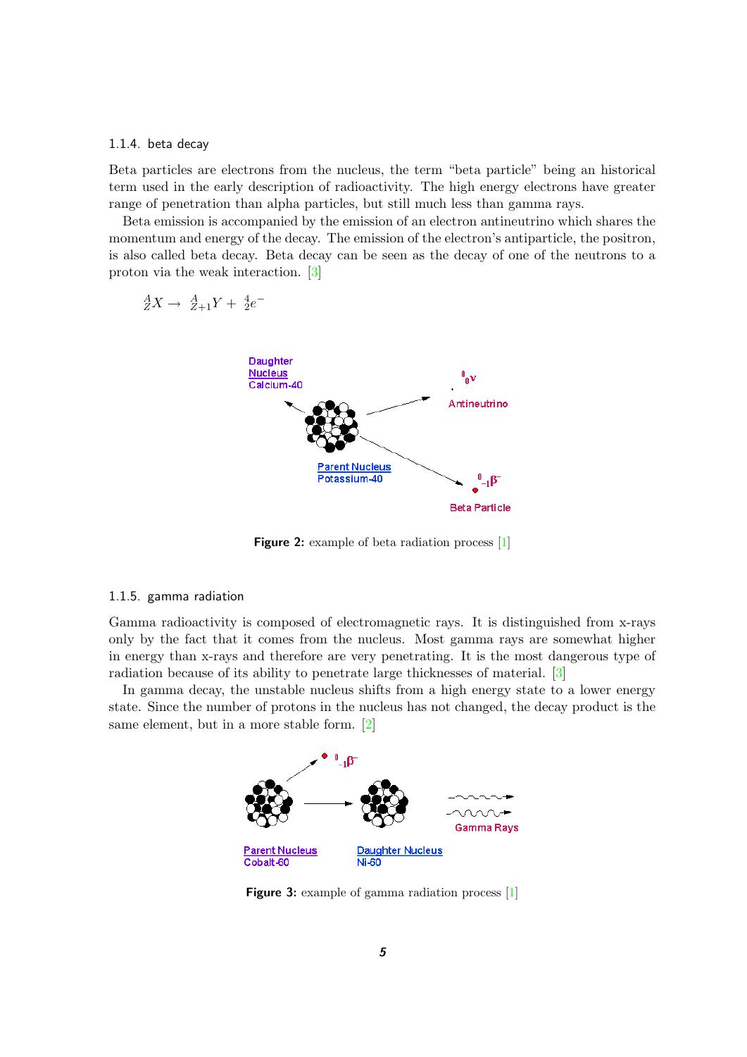### 1.1.4. beta decay

Beta particles are electrons from the nucleus, the term "beta particle" being an historical term used in the early description of radioactivity. The high energy electrons have greater range of penetration than alpha particles, but still much less than gamma rays.

Beta emission is accompanied by the emission of an electron antineutrino which shares the momentum and energy of the decay. The emission of the electron's antiparticle, the positron, is also called beta decay. Beta decay can be seen as the decay of one of the neutrons to a proton via the weak interaction. [3]

$$^{A}_{Z}X \rightarrow \; ^{A}_{Z+1}Y + \; ^{4}_{2}e^{-}$$

Daughter Nucleus Calcium-40

$^{0}_{0}\nu$ Antineutrino

Parent Nucleus Potassium-40

$^{0}_{-1}\beta^{-}$ Beta Particle

**Figure 2:** example of beta radiation process [1]

### 1.1.5. gamma radiation

Gamma radioactivity is composed of electromagnetic rays. It is distinguished from x-rays only by the fact that it comes from the nucleus. Most gamma rays are somewhat higher in energy than x-rays and therefore are very penetrating. It is the most dangerous type of radiation because of its ability to penetrate large thicknesses of material. [3]

In gamma decay, the unstable nucleus shifts from a high energy state to a lower energy state. Since the number of protons in the nucleus has not changed, the decay product is the same element, but in a more stable form. [2]

$^{0}_{-1}\beta^{-}$

Gamma Rays

Parent Nucleus Cobalt-60

Daughter Nucleus Ni-60

**Figure 3:** example of gamma radiation process [1]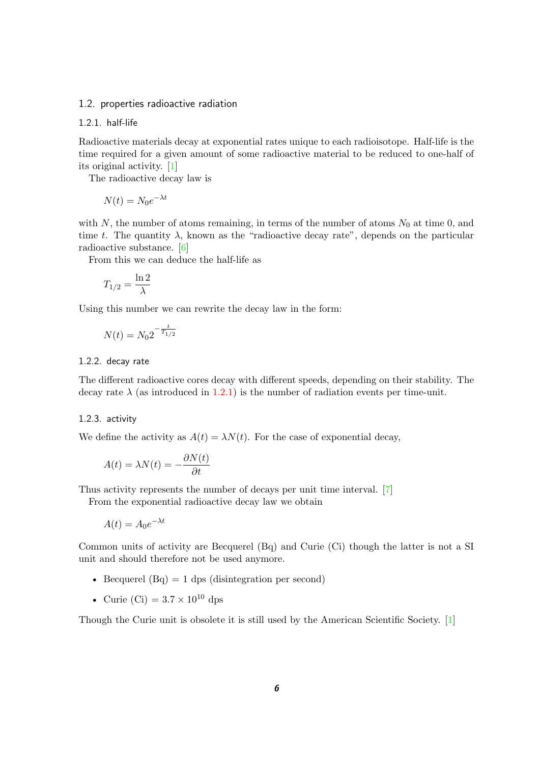## 1.2. properties radioactive radiation

### 1.2.1. half-life

Radioactive materials decay at exponential rates unique to each radioisotope. Half-life is the time required for a given amount of some radioactive material to be reduced to one-half of its original activity. [1]

The radioactive decay law is

$$N(t) = N_0 e^{-\lambda t}$$

with $N$, the number of atoms remaining, in terms of the number of atoms $N_0$ at time 0, and time $t$. The quantity $\lambda$, known as the "radioactive decay rate", depends on the particular radioactive substance. [6]

From this we can deduce the half-life as

$$T_{1/2} = \frac{\ln 2}{\lambda}$$

Using this number we can rewrite the decay law in the form:

$$N(t) = N_0 2^{-\frac{t}{T_{1/2}}}$$

### 1.2.2. decay rate

The different radioactive cores decay with different speeds, depending on their stability. The decay rate $\lambda$ (as introduced in 1.2.1) is the number of radiation events per time-unit.

### 1.2.3. activity

We define the activity as $A(t) = \lambda N(t)$. For the case of exponential decay,

$$A(t) = \lambda N(t) = -\frac{\partial N(t)}{\partial t}$$

Thus activity represents the number of decays per unit time interval. [7]

From the exponential radioactive decay law we obtain

$$A(t) = A_0 e^{-\lambda t}$$

Common units of activity are Becquerel (Bq) and Curie (Ci) though the latter is not a SI unit and should therefore not be used anymore.

- Becquerel (Bq) = 1 dps (disintegration per second)
- Curie (Ci) = $3.7 \times 10^{10}$ dps

Though the Curie unit is obsolete it is still used by the American Scientific Society. [1]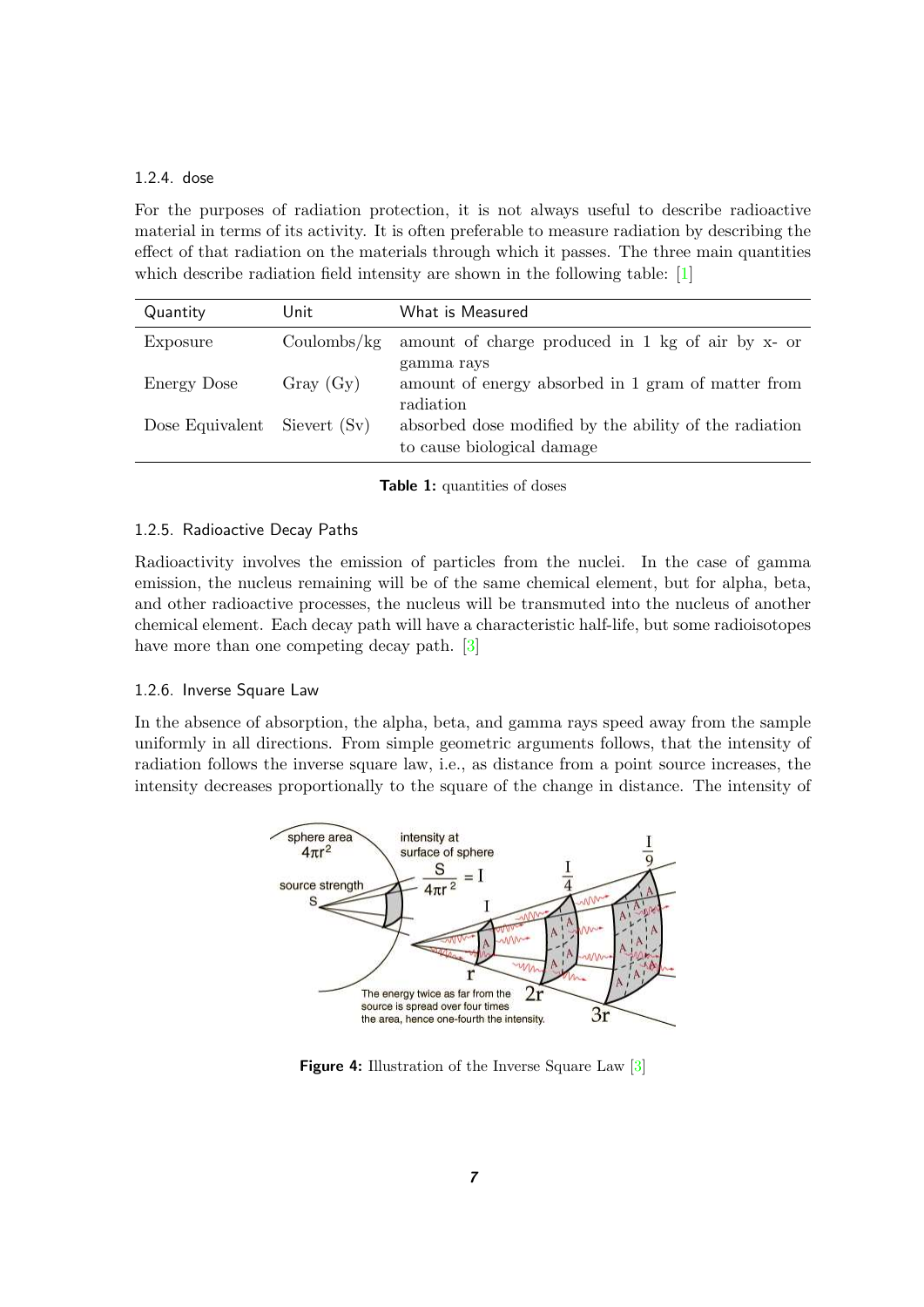### 1.2.4. dose

For the purposes of radiation protection, it is not always useful to describe radioactive material in terms of its activity. It is often preferable to measure radiation by describing the effect of that radiation on the materials through which it passes. The three main quantities which describe radiation field intensity are shown in the following table: [1]

| Quantity | Unit | What is Measured |
|---|---|---|
| Exposure | Coulombs/kg | amount of charge produced in 1 kg of air by x- or gamma rays |
| Energy Dose | Gray (Gy) | amount of energy absorbed in 1 gram of matter from radiation |
| Dose Equivalent | Sievert (Sv) | absorbed dose modified by the ability of the radiation to cause biological damage |

**Table 1:** quantities of doses

### 1.2.5. Radioactive Decay Paths

Radioactivity involves the emission of particles from the nuclei. In the case of gamma emission, the nucleus remaining will be of the same chemical element, but for alpha, beta, and other radioactive processes, the nucleus will be transmuted into the nucleus of another chemical element. Each decay path will have a characteristic half-life, but some radioisotopes have more than one competing decay path. [3]

### 1.2.6. Inverse Square Law

In the absence of absorption, the alpha, beta, and gamma rays speed away from the sample uniformly in all directions. From simple geometric arguments follows, that the intensity of radiation follows the inverse square law, i.e., as distance from a point source increases, the intensity decreases proportionally to the square of the change in distance. The intensity of

**Figure 4:** Illustration of the Inverse Square Law [3]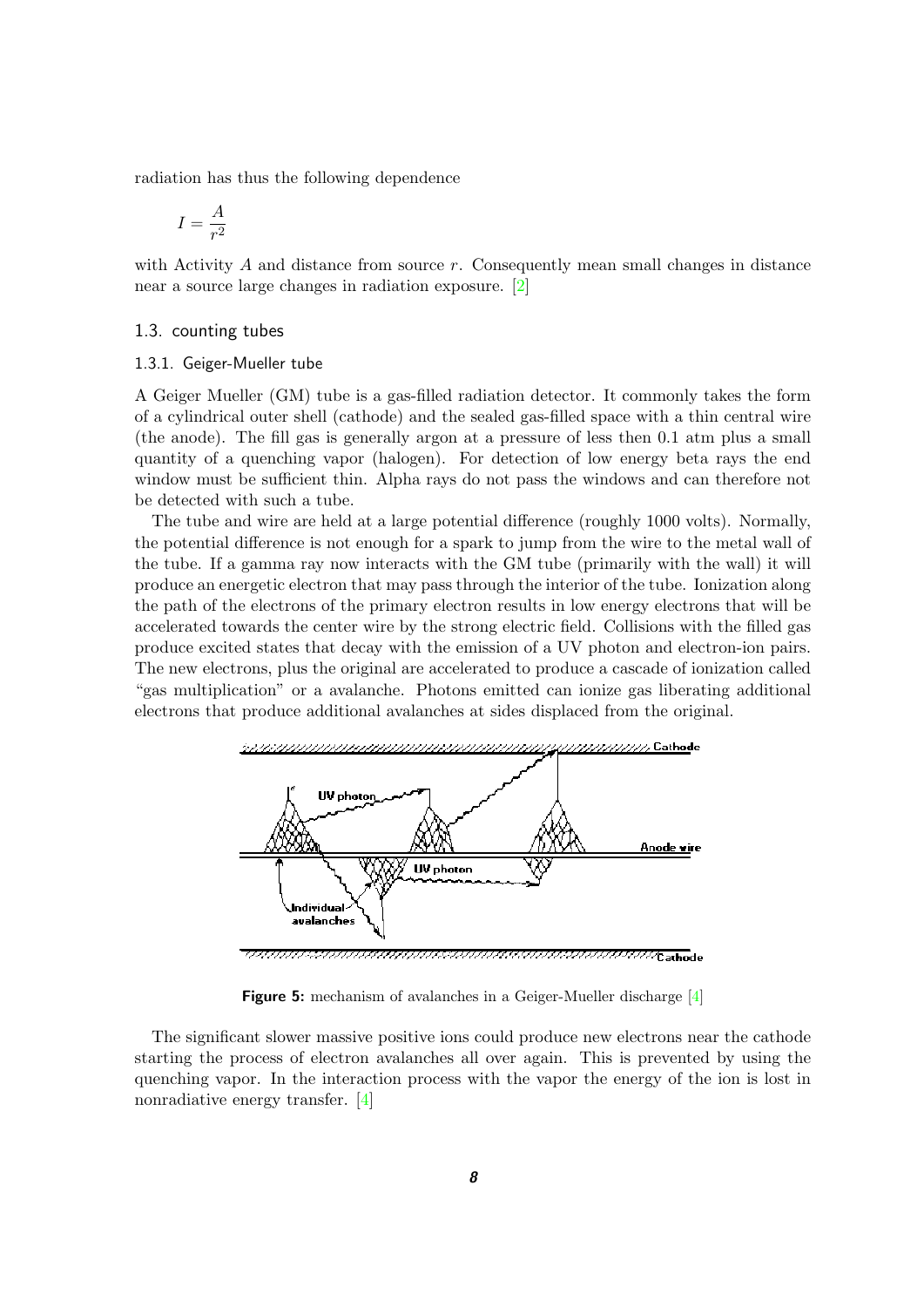radiation has thus the following dependence

$$I = \frac{A}{r^2}$$

with Activity $A$ and distance from source $r$. Consequently mean small changes in distance near a source large changes in radiation exposure. [2]

### 1.3. counting tubes

#### 1.3.1. Geiger-Mueller tube

A Geiger Mueller (GM) tube is a gas-filled radiation detector. It commonly takes the form of a cylindrical outer shell (cathode) and the sealed gas-filled space with a thin central wire (the anode). The fill gas is generally argon at a pressure of less then 0.1 atm plus a small quantity of a quenching vapor (halogen). For detection of low energy beta rays the end window must be sufficient thin. Alpha rays do not pass the windows and can therefore not be detected with such a tube.

The tube and wire are held at a large potential difference (roughly 1000 volts). Normally, the potential difference is not enough for a spark to jump from the wire to the metal wall of the tube. If a gamma ray now interacts with the GM tube (primarily with the wall) it will produce an energetic electron that may pass through the interior of the tube. Ionization along the path of the electrons of the primary electron results in low energy electrons that will be accelerated towards the center wire by the strong electric field. Collisions with the filled gas produce excited states that decay with the emission of a UV photon and electron-ion pairs. The new electrons, plus the original are accelerated to produce a cascade of ionization called "gas multiplication" or a avalanche. Photons emitted can ionize gas liberating additional electrons that produce additional avalanches at sides displaced from the original.

**Figure 5:** mechanism of avalanches in a Geiger-Mueller discharge [4]

The significant slower massive positive ions could produce new electrons near the cathode starting the process of electron avalanches all over again. This is prevented by using the quenching vapor. In the interaction process with the vapor the energy of the ion is lost in nonradiative energy transfer. [4]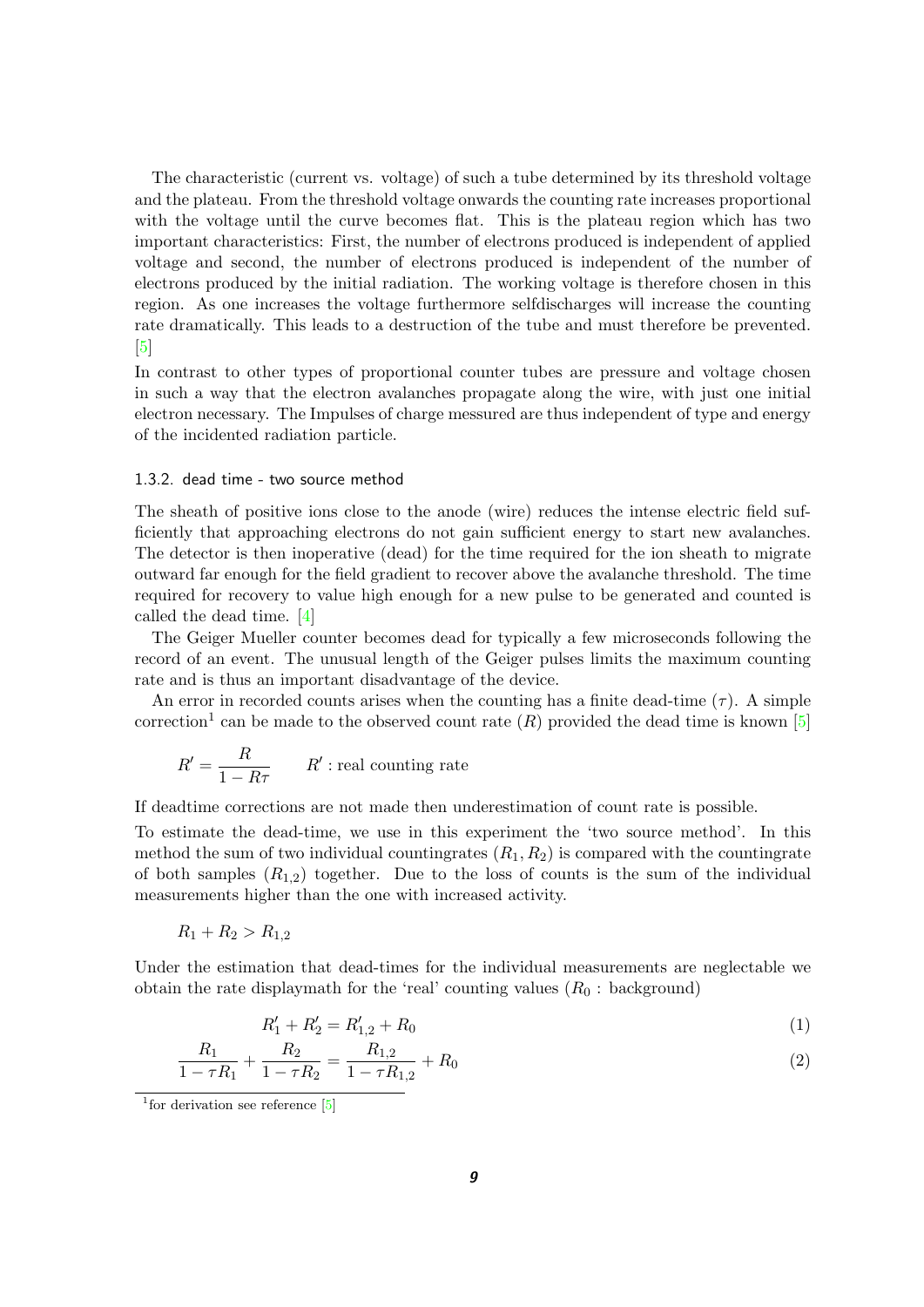The characteristic (current vs. voltage) of such a tube determined by its threshold voltage and the plateau. From the threshold voltage onwards the counting rate increases proportional with the voltage until the curve becomes flat. This is the plateau region which has two important characteristics: First, the number of electrons produced is independent of applied voltage and second, the number of electrons produced is independent of the number of electrons produced by the initial radiation. The working voltage is therefore chosen in this region. As one increases the voltage furthermore selfdischarges will increase the counting rate dramatically. This leads to a destruction of the tube and must therefore be prevented. [5]

In contrast to other types of proportional counter tubes are pressure and voltage chosen in such a way that the electron avalanches propagate along the wire, with just one initial electron necessary. The Impulses of charge messured are thus independent of type and energy of the incidented radiation particle.

### 1.3.2. dead time - two source method

The sheath of positive ions close to the anode (wire) reduces the intense electric field sufficiently that approaching electrons do not gain sufficient energy to start new avalanches. The detector is then inoperative (dead) for the time required for the ion sheath to migrate outward far enough for the field gradient to recover above the avalanche threshold. The time required for recovery to value high enough for a new pulse to be generated and counted is called the dead time. [4]

The Geiger Mueller counter becomes dead for typically a few microseconds following the record of an event. The unusual length of the Geiger pulses limits the maximum counting rate and is thus an important disadvantage of the device.

An error in recorded counts arises when the counting has a finite dead-time ($\tau$). A simple correction[1] can be made to the observed count rate ($R$) provided the dead time is known [5]

$$R' = \frac{R}{1 - R\tau} \qquad R' : \text{real counting rate}$$

If deadtime corrections are not made then underestimation of count rate is possible.

To estimate the dead-time, we use in this experiment the 'two source method'. In this method the sum of two individual countingrates ($R_1, R_2$) is compared with the countingrate of both samples ($R_{1,2}$) together. Due to the loss of counts is the sum of the individual measurements higher than the one with increased activity.

$$R_1 + R_2 > R_{1,2}$$

Under the estimation that dead-times for the individual measurements are neglectable we obtain the rate displaymath for the 'real' counting values ($R_0$ : background)

$$R'_1 + R'_2 = R'_{1,2} + R_0 \tag{1}$$

$$\frac{R_1}{1 - \tau R_1} + \frac{R_2}{1 - \tau R_2} = \frac{R_{1,2}}{1 - \tau R_{1,2}} + R_0 \tag{2}$$

[1] for derivation see reference [5]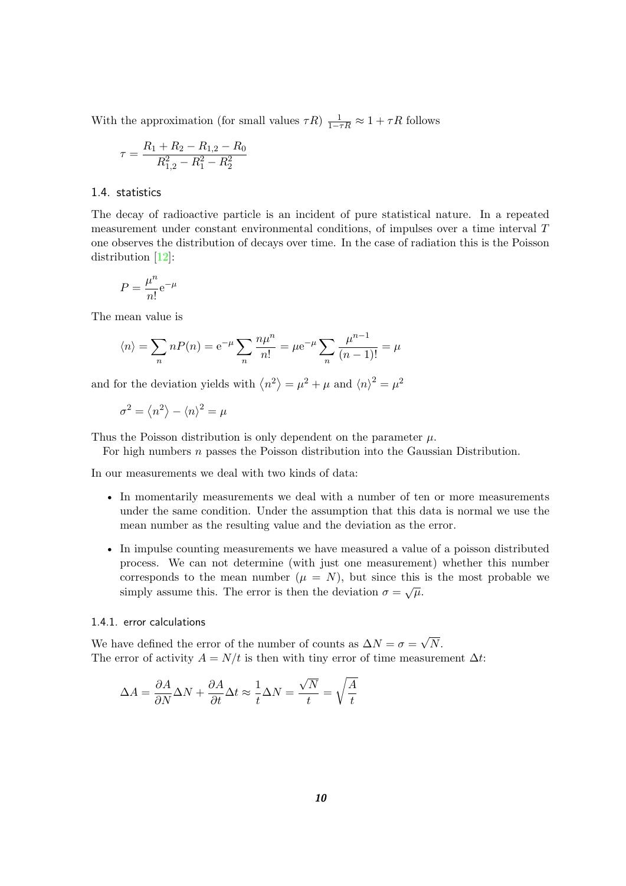With the approximation (for small values $\tau R$) $\frac{1}{1-\tau R} \approx 1 + \tau R$ follows

$$\tau = \frac{R_1 + R_2 - R_{1,2} - R_0}{R_{1,2}^2 - R_1^2 - R_2^2}$$

## 1.4. statistics

The decay of radioactive particle is an incident of pure statistical nature. In a repeated measurement under constant environmental conditions, of impulses over a time interval $T$ one observes the distribution of decays over time. In the case of radiation this is the Poisson distribution [12]:

$$P = \frac{\mu^n}{n!} \mathrm{e}^{-\mu}$$

The mean value is

$$\langle n \rangle = \sum_n n P(n) = \mathrm{e}^{-\mu} \sum_n \frac{n \mu^n}{n!} = \mu \mathrm{e}^{-\mu} \sum_n \frac{\mu^{n-1}}{(n-1)!} = \mu$$

and for the deviation yields with $\langle n^2 \rangle = \mu^2 + \mu$ and $\langle n \rangle^2 = \mu^2$

$$\sigma^2 = \langle n^2 \rangle - \langle n \rangle^2 = \mu$$

Thus the Poisson distribution is only dependent on the parameter $\mu$.

For high numbers $n$ passes the Poisson distribution into the Gaussian Distribution.

In our measurements we deal with two kinds of data:

- In momentarily measurements we deal with a number of ten or more measurements under the same condition. Under the assumption that this data is normal we use the mean number as the resulting value and the deviation as the error.
- In impulse counting measurements we have measured a value of a poisson distributed process. We can not determine (with just one measurement) whether this number corresponds to the mean number ($\mu = N$), but since this is the most probable we simply assume this. The error is then the deviation $\sigma = \sqrt{\mu}$.

### 1.4.1. error calculations

We have defined the error of the number of counts as $\Delta N = \sigma = \sqrt{N}$.
The error of activity $A = N/t$ is then with tiny error of time measurement $\Delta t$:

$$\Delta A = \frac{\partial A}{\partial N} \Delta N + \frac{\partial A}{\partial t} \Delta t \approx \frac{1}{t} \Delta N = \frac{\sqrt{N}}{t} = \sqrt{\frac{A}{t}}$$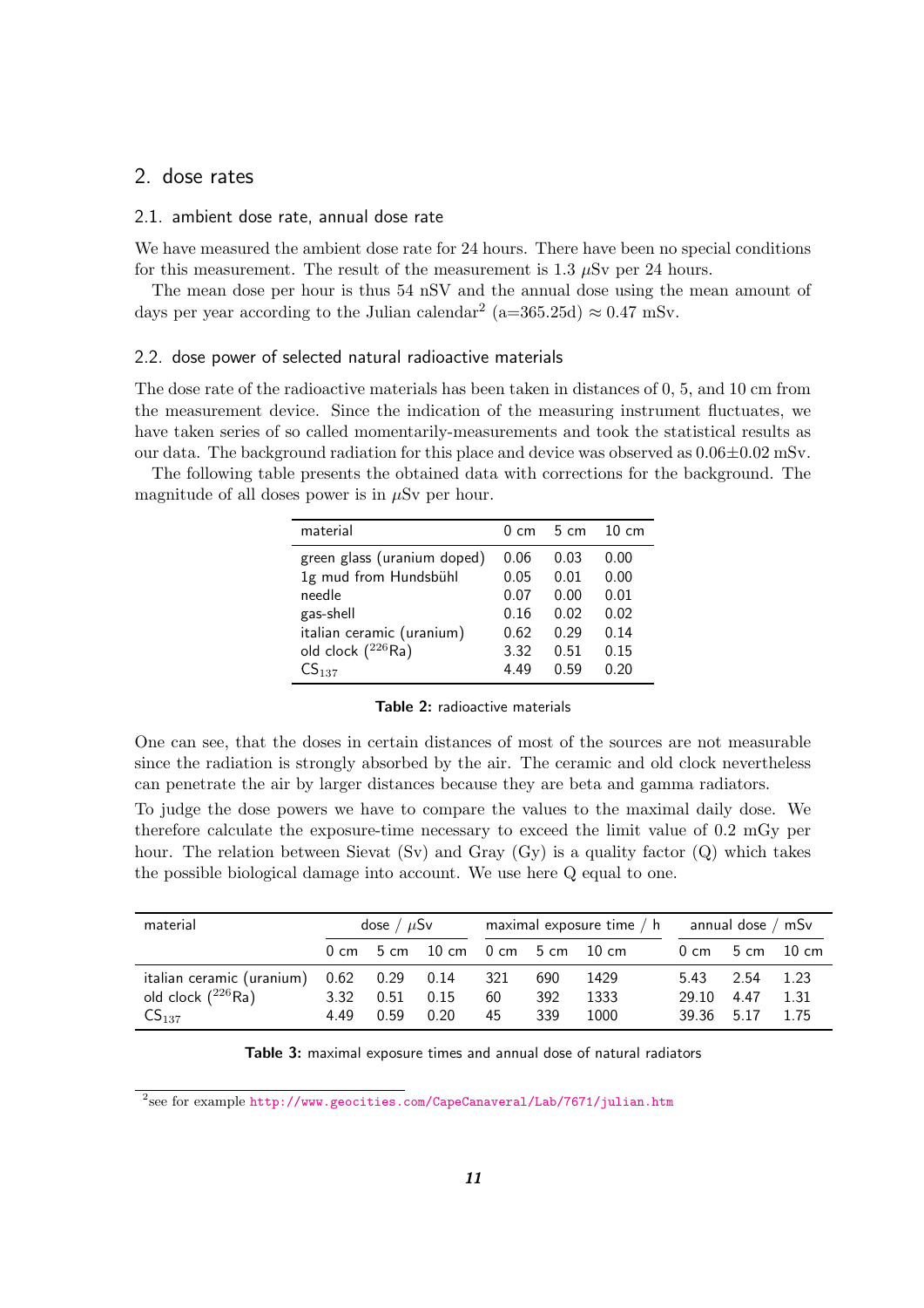## 2. dose rates

### 2.1. ambient dose rate, annual dose rate

We have measured the ambient dose rate for 24 hours. There have been no special conditions for this measurement. The result of the measurement is 1.3 $\mu$Sv per 24 hours.

The mean dose per hour is thus 54 nSV and the annual dose using the mean amount of days per year according to the Julian calendar[2] (a=365.25d) $\approx$ 0.47 mSv.

### 2.2. dose power of selected natural radioactive materials

The dose rate of the radioactive materials has been taken in distances of 0, 5, and 10 cm from the measurement device. Since the indication of the measuring instrument fluctuates, we have taken series of so called momentarily-measurements and took the statistical results as our data. The background radiation for this place and device was observed as 0.06$\pm$0.02 mSv.

The following table presents the obtained data with corrections for the background. The magnitude of all doses power is in $\mu$Sv per hour.

| material | 0 cm | 5 cm | 10 cm |
|---|---|---|---|
| green glass (uranium doped) | 0.06 | 0.03 | 0.00 |
| 1g mud from Hundsbühl | 0.05 | 0.01 | 0.00 |
| needle | 0.07 | 0.00 | 0.01 |
| gas-shell | 0.16 | 0.02 | 0.02 |
| italian ceramic (uranium) | 0.62 | 0.29 | 0.14 |
| old clock ($^{226}$Ra) | 3.32 | 0.51 | 0.15 |
| $CS_{137}$ | 4.49 | 0.59 | 0.20 |

**Table 2:** radioactive materials

One can see, that the doses in certain distances of most of the sources are not measurable since the radiation is strongly absorbed by the air. The ceramic and old clock nevertheless can penetrate the air by larger distances because they are beta and gamma radiators.

To judge the dose powers we have to compare the values to the maximal daily dose. We therefore calculate the exposure-time necessary to exceed the limit value of 0.2 mGy per hour. The relation between Sievat (Sv) and Gray (Gy) is a quality factor (Q) which takes the possible biological damage into account. We use here Q equal to one.

| material | dose / $\mu$Sv | | | maximal exposure time / h | | | annual dose / mSv | | |
|---|---|---|---|---|---|---|---|---|---|
| | 0 cm | 5 cm | 10 cm | 0 cm | 5 cm | 10 cm | 0 cm | 5 cm | 10 cm |
| italian ceramic (uranium) | 0.62 | 0.29 | 0.14 | 321 | 690 | 1429 | 5.43 | 2.54 | 1.23 |
| old clock ($^{226}$Ra) | 3.32 | 0.51 | 0.15 | 60 | 392 | 1333 | 29.10 | 4.47 | 1.31 |
| $CS_{137}$ | 4.49 | 0.59 | 0.20 | 45 | 339 | 1000 | 39.36 | 5.17 | 1.75 |

**Table 3:** maximal exposure times and annual dose of natural radiators

[2]see for example http://www.geocities.com/CapeCanaveral/Lab/7671/julian.htm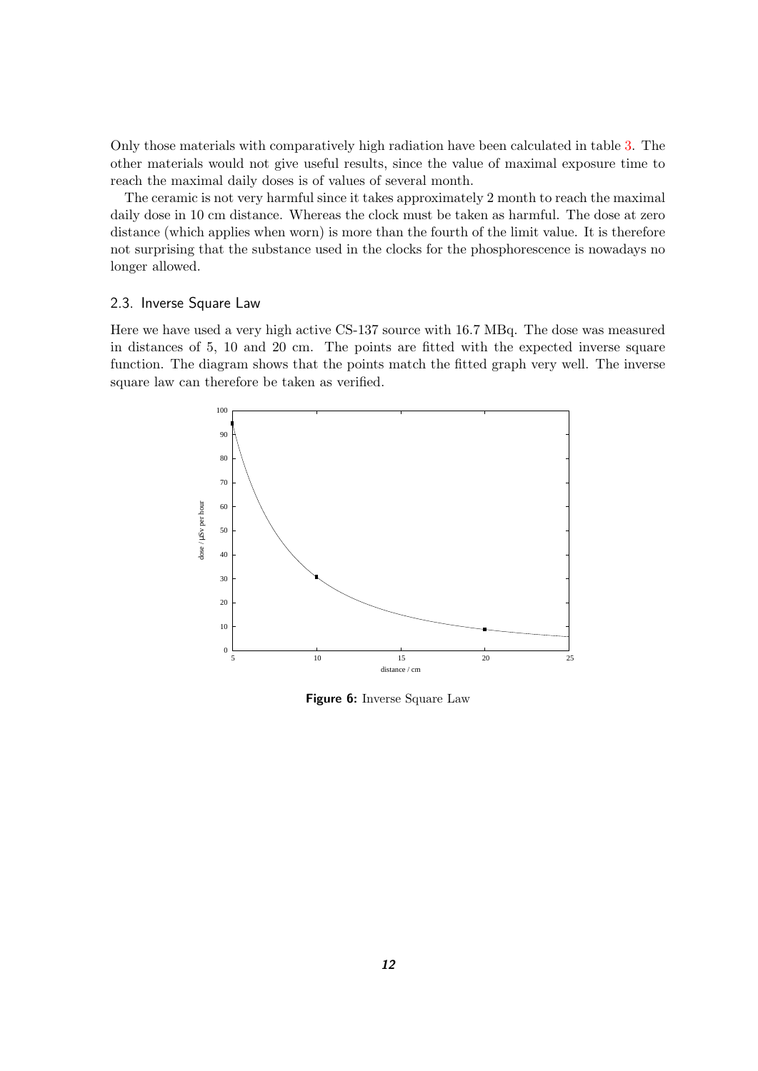Only those materials with comparatively high radiation have been calculated in table 3. The other materials would not give useful results, since the value of maximal exposure time to reach the maximal daily doses is of values of several month.

The ceramic is not very harmful since it takes approximately 2 month to reach the maximal daily dose in 10 cm distance. Whereas the clock must be taken as harmful. The dose at zero distance (which applies when worn) is more than the fourth of the limit value. It is therefore not surprising that the substance used in the clocks for the phosphorescence is nowadays no longer allowed.

### 2.3. Inverse Square Law

Here we have used a very high active CS-137 source with 16.7 MBq. The dose was measured in distances of 5, 10 and 20 cm. The points are fitted with the expected inverse square function. The diagram shows that the points match the fitted graph very well. The inverse square law can therefore be taken as verified.

**Figure 6:** Inverse Square Law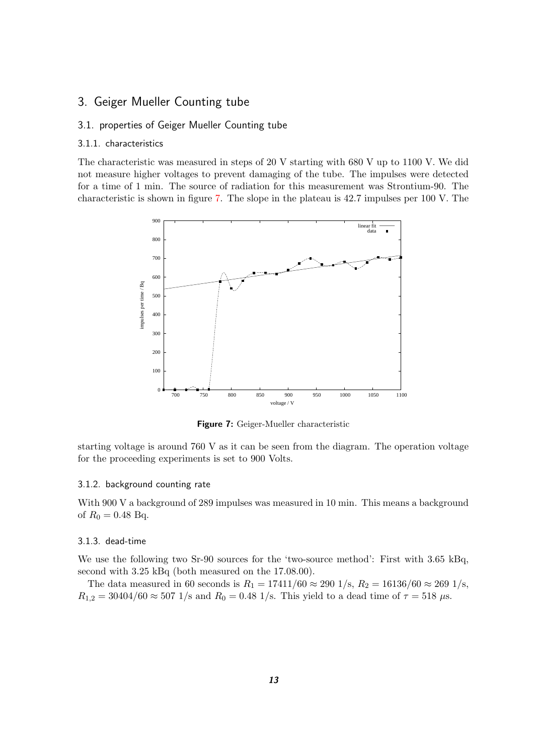## 3. Geiger Mueller Counting tube

### 3.1. properties of Geiger Mueller Counting tube

#### 3.1.1. characteristics

The characteristic was measured in steps of 20 V starting with 680 V up to 1100 V. We did not measure higher voltages to prevent damaging of the tube. The impulses were detected for a time of 1 min. The source of radiation for this measurement was Strontium-90. The characteristic is shown in figure 7. The slope in the plateau is 42.7 impulses per 100 V. The starting voltage is around 760 V as it can be seen from the diagram. The operation voltage for the proceeding experiments is set to 900 Volts.

**Figure 7:** Geiger-Mueller characteristic

#### 3.1.2. background counting rate

With 900 V a background of 289 impulses was measured in 10 min. This means a background of $R_0 = 0.48$ Bq.

#### 3.1.3. dead-time

We use the following two Sr-90 sources for the 'two-source method': First with 3.65 kBq, second with 3.25 kBq (both measured on the 17.08.00).

The data measured in 60 seconds is $R_1 = 17411/60 \approx 290$ 1/s, $R_2 = 16136/60 \approx 269$ 1/s, $R_{1,2} = 30404/60 \approx 507$ 1/s and $R_0 = 0.48$ 1/s. This yield to a dead time of $\tau = 518\ \mu$s.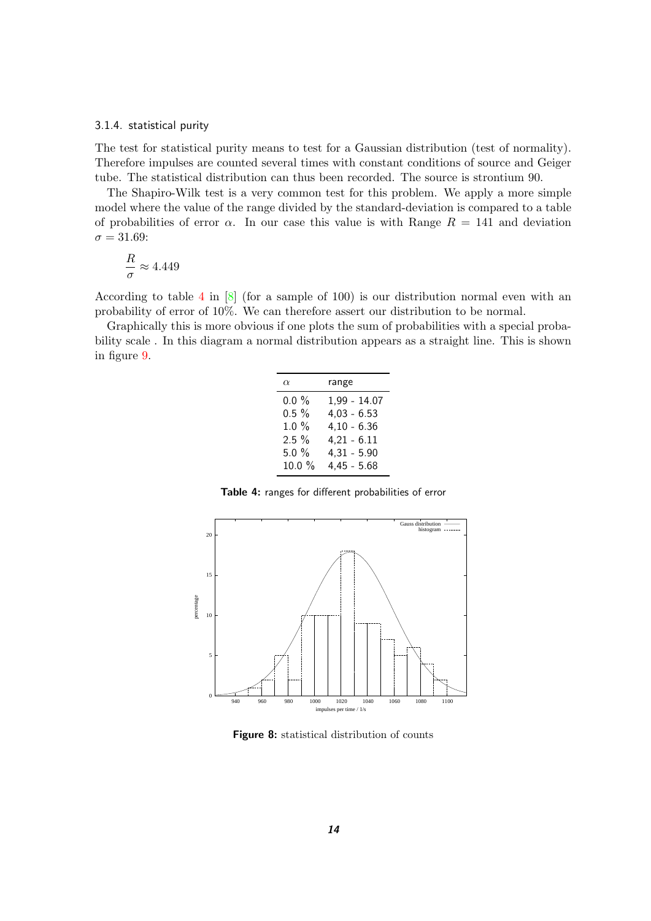### 3.1.4. statistical purity

The test for statistical purity means to test for a Gaussian distribution (test of normality). Therefore impulses are counted several times with constant conditions of source and Geiger tube. The statistical distribution can thus been recorded. The source is strontium 90.

The Shapiro-Wilk test is a very common test for this problem. We apply a more simple model where the value of the range divided by the standard-deviation is compared to a table of probabilities of error $\alpha$. In our case this value is with Range $R = 141$ and deviation $\sigma = 31.69$:

$$\frac{R}{\sigma} \approx 4.449$$

According to table 4 in [8] (for a sample of 100) is our distribution normal even with an probability of error of 10%. We can therefore assert our distribution to be normal.

Graphically this is more obvious if one plots the sum of probabilities with a special probability scale . In this diagram a normal distribution appears as a straight line. This is shown in figure 9.

| $\alpha$ | range |
|---|---|
| 0.0 % | 1,99 - 14.07 |
| 0.5 % | 4,03 - 6.53 |
| 1.0 % | 4,10 - 6.36 |
| 2.5 % | 4,21 - 6.11 |
| 5.0 % | 4,31 - 5.90 |
| 10.0 % | 4,45 - 5.68 |

**Table 4:** ranges for different probabilities of error

**Figure 8:** statistical distribution of counts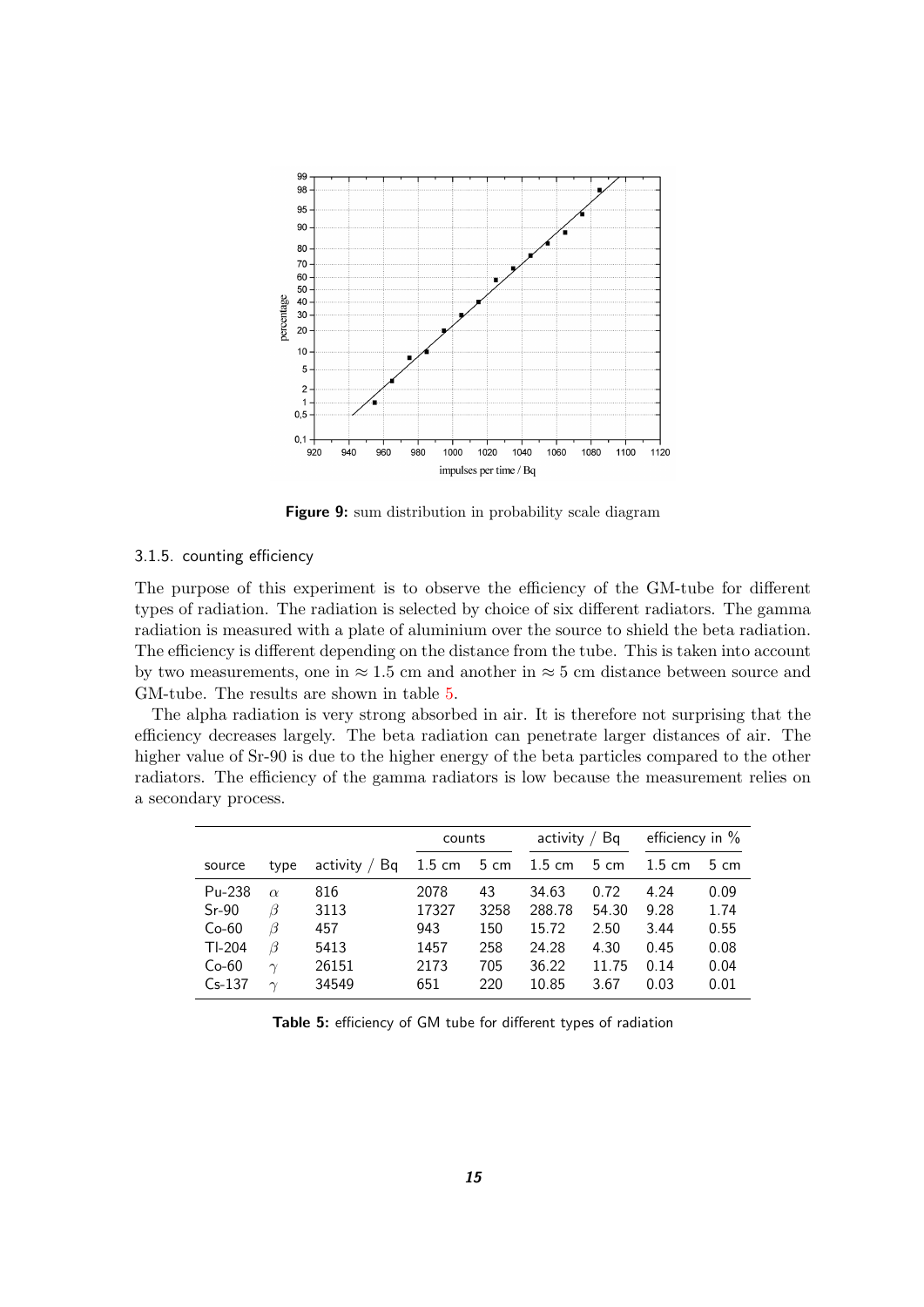**Figure 9:** sum distribution in probability scale diagram

### 3.1.5. counting efficiency

The purpose of this experiment is to observe the efficiency of the GM-tube for different types of radiation. The radiation is selected by choice of six different radiators. The gamma radiation is measured with a plate of aluminium over the source to shield the beta radiation. The efficiency is different depending on the distance from the tube. This is taken into account by two measurements, one in $\approx 1.5$ cm and another in $\approx 5$ cm distance between source and GM-tube. The results are shown in table 5.

The alpha radiation is very strong absorbed in air. It is therefore not surprising that the efficiency decreases largely. The beta radiation can penetrate larger distances of air. The higher value of Sr-90 is due to the higher energy of the beta particles compared to the other radiators. The efficiency of the gamma radiators is low because the measurement relies on a secondary process.

| | | | counts | | activity / Bq | | efficiency in % | |
|---|---|---|---|---|---|---|---|---|
| source | type | activity / Bq | 1.5 cm | 5 cm | 1.5 cm | 5 cm | 1.5 cm | 5 cm |
| Pu-238 | $\alpha$ | 816 | 2078 | 43 | 34.63 | 0.72 | 4.24 | 0.09 |
| Sr-90 | $\beta$ | 3113 | 17327 | 3258 | 288.78 | 54.30 | 9.28 | 1.74 |
| Co-60 | $\beta$ | 457 | 943 | 150 | 15.72 | 2.50 | 3.44 | 0.55 |
| Tl-204 | $\beta$ | 5413 | 1457 | 258 | 24.28 | 4.30 | 0.45 | 0.08 |
| Co-60 | $\gamma$ | 26151 | 2173 | 705 | 36.22 | 11.75 | 0.14 | 0.04 |
| Cs-137 | $\gamma$ | 34549 | 651 | 220 | 10.85 | 3.67 | 0.03 | 0.01 |

**Table 5:** efficiency of GM tube for different types of radiation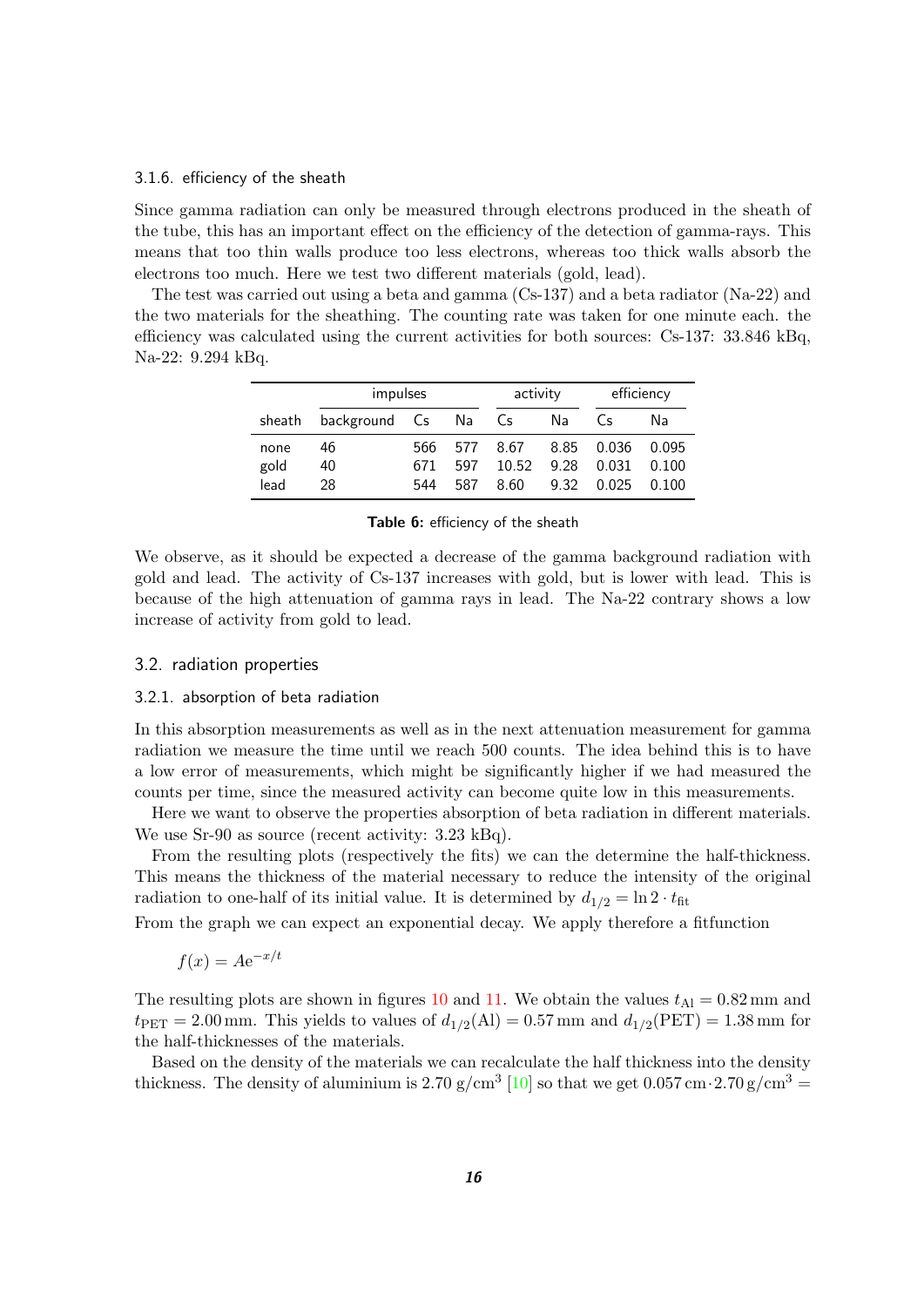#### 3.1.6. efficiency of the sheath

Since gamma radiation can only be measured through electrons produced in the sheath of the tube, this has an important effect on the efficiency of the detection of gamma-rays. This means that too thin walls produce too less electrons, whereas too thick walls absorb the electrons too much. Here we test two different materials (gold, lead).

The test was carried out using a beta and gamma (Cs-137) and a beta radiator (Na-22) and the two materials for the sheathing. The counting rate was taken for one minute each. the efficiency was calculated using the current activities for both sources: Cs-137: 33.846 kBq, Na-22: 9.294 kBq.

| | impulses | | | activity | | efficiency | |
|---|---|---|---|---|---|---|---|
| sheath | background | Cs | Na | Cs | Na | Cs | Na |
| none | 46 | 566 | 577 | 8.67 | 8.85 | 0.036 | 0.095 |
| gold | 40 | 671 | 597 | 10.52 | 9.28 | 0.031 | 0.100 |
| lead | 28 | 544 | 587 | 8.60 | 9.32 | 0.025 | 0.100 |

**Table 6:** efficiency of the sheath

We observe, as it should be expected a decrease of the gamma background radiation with gold and lead. The activity of Cs-137 increases with gold, but is lower with lead. This is because of the high attenuation of gamma rays in lead. The Na-22 contrary shows a low increase of activity from gold to lead.

### 3.2. radiation properties

#### 3.2.1. absorption of beta radiation

In this absorption measurements as well as in the next attenuation measurement for gamma radiation we measure the time until we reach 500 counts. The idea behind this is to have a low error of measurements, which might be significantly higher if we had measured the counts per time, since the measured activity can become quite low in this measurements.

Here we want to observe the properties absorption of beta radiation in different materials. We use Sr-90 as source (recent activity: 3.23 kBq).

From the resulting plots (respectively the fits) we can the determine the half-thickness. This means the thickness of the material necessary to reduce the intensity of the original radiation to one-half of its initial value. It is determined by $d_{1/2} = \ln 2 \cdot t_{\text{fit}}$

From the graph we can expect an exponential decay. We apply therefore a fitfunction

$$f(x) = A\mathrm{e}^{-x/t}$$

The resulting plots are shown in figures 10 and 11. We obtain the values $t_{\text{Al}} = 0.82\,\text{mm}$ and $t_{\text{PET}} = 2.00\,\text{mm}$. This yields to values of $d_{1/2}(\text{Al}) = 0.57\,\text{mm}$ and $d_{1/2}(\text{PET}) = 1.38\,\text{mm}$ for the half-thicknesses of the materials.

Based on the density of the materials we can recalculate the half thickness into the density thickness. The density of aluminium is $2.70\ \text{g/cm}^3$ [10] so that we get $0.057\,\text{cm} \cdot 2.70\,\text{g/cm}^3 =$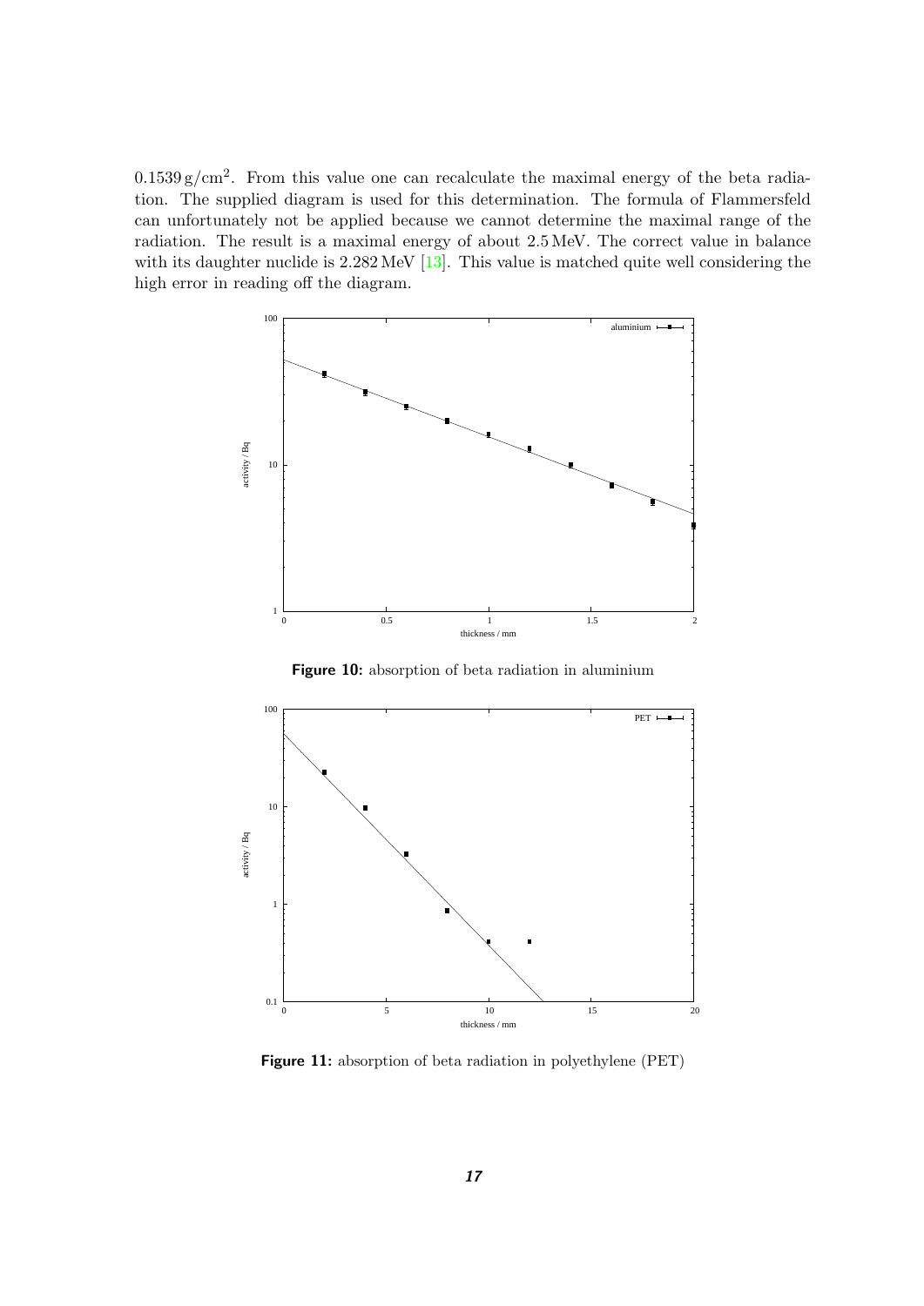$0.1539\,\mathrm{g/cm^2}$. From this value one can recalculate the maximal energy of the beta radiation. The supplied diagram is used for this determination. The formula of Flammersfeld can unfortunately not be applied because we cannot determine the maximal range of the radiation. The result is a maximal energy of about 2.5 MeV. The correct value in balance with its daughter nuclide is 2.282 MeV [13]. This value is matched quite well considering the high error in reading off the diagram.

**Figure 10:** absorption of beta radiation in aluminium

**Figure 11:** absorption of beta radiation in polyethylene (PET)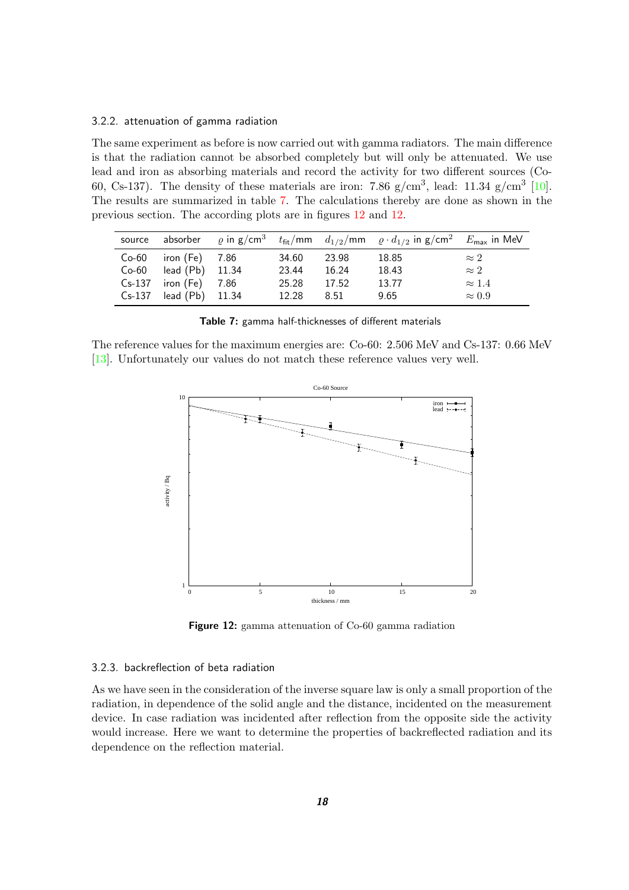### 3.2.2. attenuation of gamma radiation

The same experiment as before is now carried out with gamma radiators. The main difference is that the radiation cannot be absorbed completely but will only be attenuated. We use lead and iron as absorbing materials and record the activity for two different sources (Co-60, Cs-137). The density of these materials are iron: 7.86 g/cm$^3$, lead: 11.34 g/cm$^3$ [10]. The results are summarized in table 7. The calculations thereby are done as shown in the previous section. The according plots are in figures 12 and 12.

| source | absorber | $\varrho$ in g/cm$^3$ | $t_{\text{fit}}$/mm | $d_{1/2}$/mm | $\varrho \cdot d_{1/2}$ in g/cm$^2$ | $E_{\text{max}}$ in MeV |
|---|---|---|---|---|---|---|
| Co-60 | iron (Fe) | 7.86 | 34.60 | 23.98 | 18.85 | $\approx 2$ |
| Co-60 | lead (Pb) | 11.34 | 23.44 | 16.24 | 18.43 | $\approx 2$ |
| Cs-137 | iron (Fe) | 7.86 | 25.28 | 17.52 | 13.77 | $\approx 1.4$ |
| Cs-137 | lead (Pb) | 11.34 | 12.28 | 8.51 | 9.65 | $\approx 0.9$ |

**Table 7:** gamma half-thicknesses of different materials

The reference values for the maximum energies are: Co-60: 2.506 MeV and Cs-137: 0.66 MeV [13]. Unfortunately our values do not match these reference values very well.

**Figure 12:** gamma attenuation of Co-60 gamma radiation

### 3.2.3. backreflection of beta radiation

As we have seen in the consideration of the inverse square law is only a small proportion of the radiation, in dependence of the solid angle and the distance, incidented on the measurement device. In case radiation was incidented after reflection from the opposite side the activity would increase. Here we want to determine the properties of backreflected radiation and its dependence on the reflection material.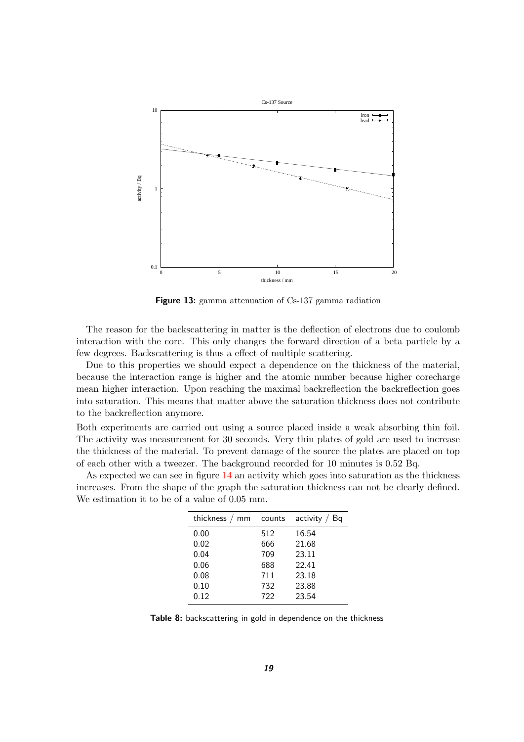**Figure 13:** gamma attenuation of Cs-137 gamma radiation

The reason for the backscattering in matter is the deflection of electrons due to coulomb interaction with the core. This only changes the forward direction of a beta particle by a few degrees. Backscattering is thus a effect of multiple scattering.

Due to this properties we should expect a dependence on the thickness of the material, because the interaction range is higher and the atomic number because higher corecharge mean higher interaction. Upon reaching the maximal backreflection the backreflection goes into saturation. This means that matter above the saturation thickness does not contribute to the backreflection anymore.

Both experiments are carried out using a source placed inside a weak absorbing thin foil. The activity was measurement for 30 seconds. Very thin plates of gold are used to increase the thickness of the material. To prevent damage of the source the plates are placed on top of each other with a tweezer. The background recorded for 10 minutes is 0.52 Bq.

As expected we can see in figure 14 an activity which goes into saturation as the thickness increases. From the shape of the graph the saturation thickness can not be clearly defined. We estimation it to be of a value of 0.05 mm.

| thickness / mm | counts | activity / Bq |
|---|---|---|
| 0.00 | 512 | 16.54 |
| 0.02 | 666 | 21.68 |
| 0.04 | 709 | 23.11 |
| 0.06 | 688 | 22.41 |
| 0.08 | 711 | 23.18 |
| 0.10 | 732 | 23.88 |
| 0.12 | 722 | 23.54 |

**Table 8:** backscattering in gold in dependence on the thickness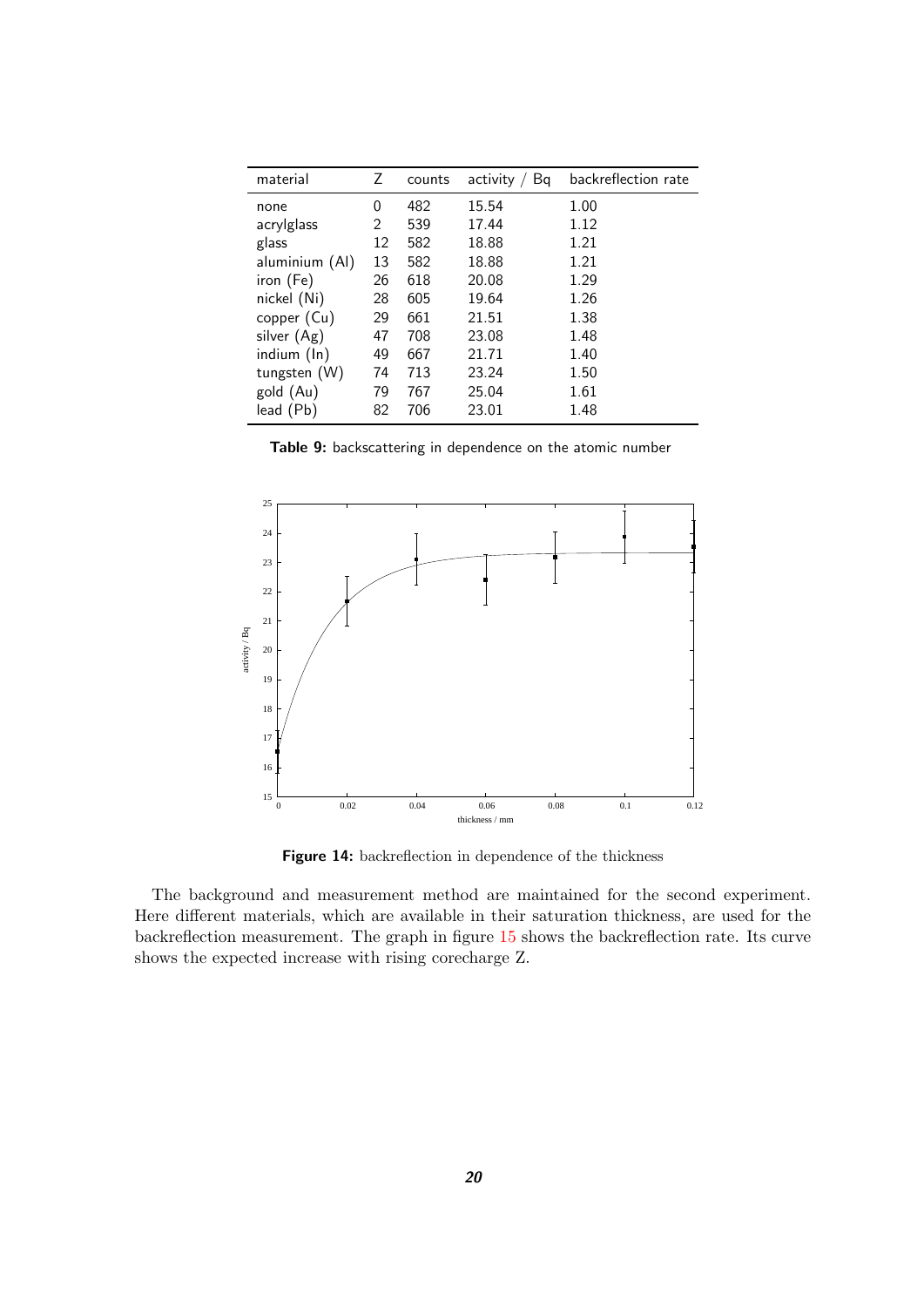| material | Z | counts | activity / Bq | backreflection rate |
|---|---|---|---|---|
| none | 0 | 482 | 15.54 | 1.00 |
| acrylglass | 2 | 539 | 17.44 | 1.12 |
| glass | 12 | 582 | 18.88 | 1.21 |
| aluminium (Al) | 13 | 582 | 18.88 | 1.21 |
| iron (Fe) | 26 | 618 | 20.08 | 1.29 |
| nickel (Ni) | 28 | 605 | 19.64 | 1.26 |
| copper (Cu) | 29 | 661 | 21.51 | 1.38 |
| silver (Ag) | 47 | 708 | 23.08 | 1.48 |
| indium (In) | 49 | 667 | 21.71 | 1.40 |
| tungsten (W) | 74 | 713 | 23.24 | 1.50 |
| gold (Au) | 79 | 767 | 25.04 | 1.61 |
| lead (Pb) | 82 | 706 | 23.01 | 1.48 |

**Table 9:** backscattering in dependence on the atomic number

**Figure 14:** backreflection in dependence of the thickness

The background and measurement method are maintained for the second experiment. Here different materials, which are available in their saturation thickness, are used for the backreflection measurement. The graph in figure 15 shows the backreflection rate. Its curve shows the expected increase with rising corecharge Z.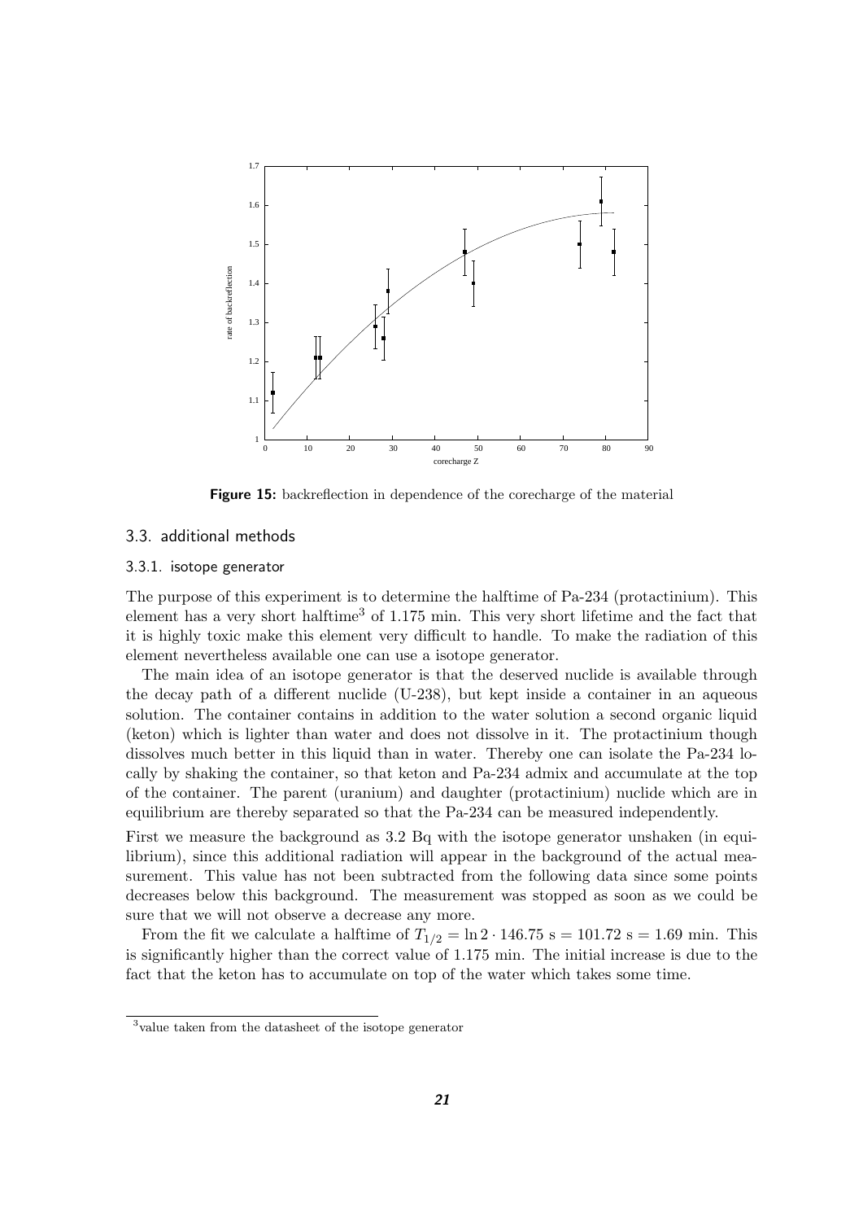**Figure 15:** backreflection in dependence of the corecharge of the material

### 3.3. additional methods

#### 3.3.1. isotope generator

The purpose of this experiment is to determine the halftime of Pa-234 (protactinium). This element has a very short halftime[3] of 1.175 min. This very short lifetime and the fact that it is highly toxic make this element very difficult to handle. To make the radiation of this element nevertheless available one can use a isotope generator.

The main idea of an isotope generator is that the deserved nuclide is available through the decay path of a different nuclide (U-238), but kept inside a container in an aqueous solution. The container contains in addition to the water solution a second organic liquid (keton) which is lighter than water and does not dissolve in it. The protactinium though dissolves much better in this liquid than in water. Thereby one can isolate the Pa-234 locally by shaking the container, so that keton and Pa-234 admix and accumulate at the top of the container. The parent (uranium) and daughter (protactinium) nuclide which are in equilibrium are thereby separated so that the Pa-234 can be measured independently.

First we measure the background as 3.2 Bq with the isotope generator unshaken (in equilibrium), since this additional radiation will appear in the background of the actual measurement. This value has not been subtracted from the following data since some points decreases below this background. The measurement was stopped as soon as we could be sure that we will not observe a decrease any more.

From the fit we calculate a halftime of $T_{1/2} = \ln 2 \cdot 146.75 \text{ s} = 101.72 \text{ s} = 1.69$ min. This is significantly higher than the correct value of 1.175 min. The initial increase is due to the fact that the keton has to accumulate on top of the water which takes some time.

[3] value taken from the datasheet of the isotope generator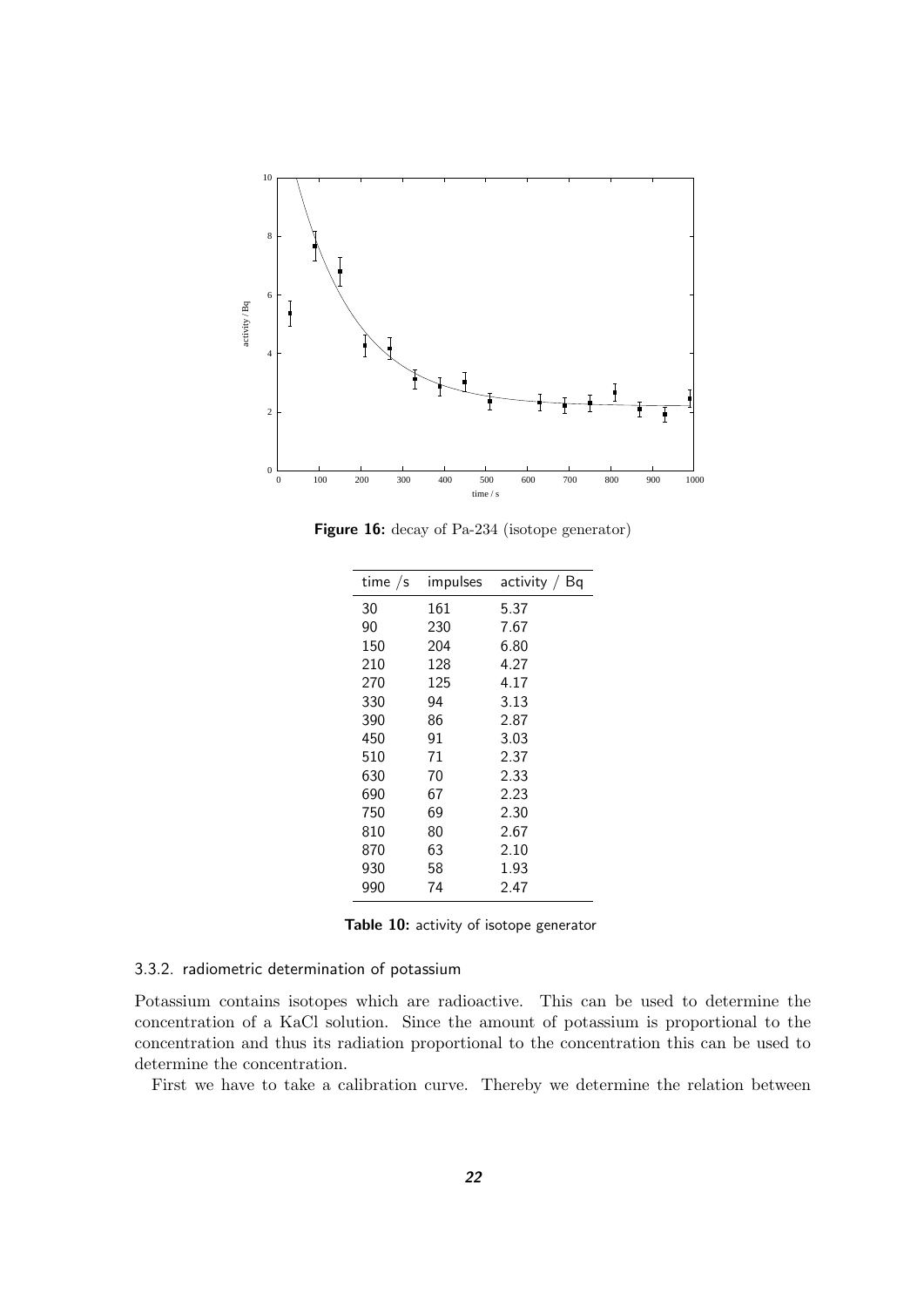**Figure 16:** decay of Pa-234 (isotope generator)

| time /s | impulses | activity / Bq |
|---|---|---|
| 30 | 161 | 5.37 |
| 90 | 230 | 7.67 |
| 150 | 204 | 6.80 |
| 210 | 128 | 4.27 |
| 270 | 125 | 4.17 |
| 330 | 94 | 3.13 |
| 390 | 86 | 2.87 |
| 450 | 91 | 3.03 |
| 510 | 71 | 2.37 |
| 630 | 70 | 2.33 |
| 690 | 67 | 2.23 |
| 750 | 69 | 2.30 |
| 810 | 80 | 2.67 |
| 870 | 63 | 2.10 |
| 930 | 58 | 1.93 |
| 990 | 74 | 2.47 |

**Table 10:** activity of isotope generator

### 3.3.2. radiometric determination of potassium

Potassium contains isotopes which are radioactive. This can be used to determine the concentration of a KaCl solution. Since the amount of potassium is proportional to the concentration and thus its radiation proportional to the concentration this can be used to determine the concentration.

First we have to take a calibration curve. Thereby we determine the relation between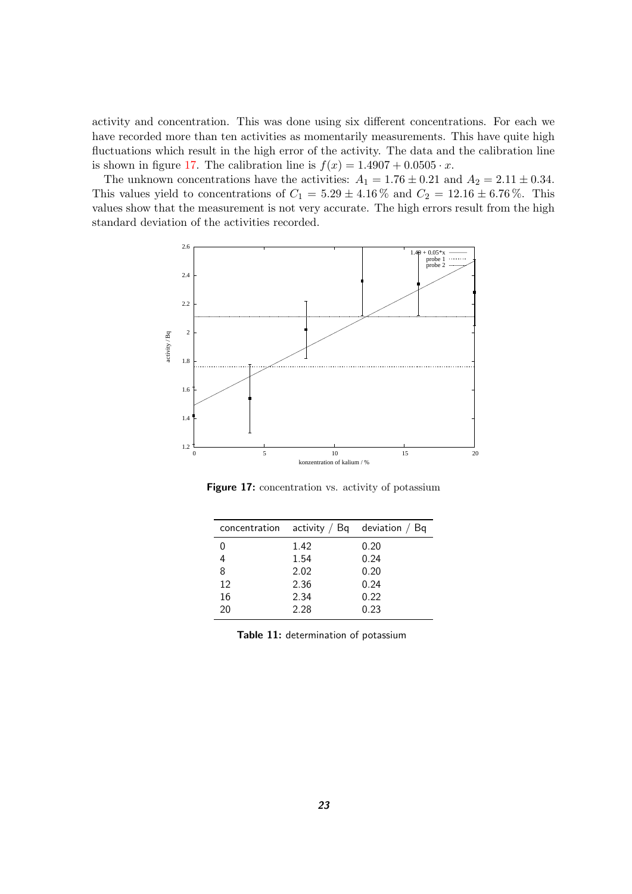activity and concentration. This was done using six different concentrations. For each we have recorded more than ten activities as momentarily measurements. This have quite high fluctuations which result in the high error of the activity. The data and the calibration line is shown in figure 17. The calibration line is $f(x) = 1.4907 + 0.0505 \cdot x$.

The unknown concentrations have the activities: $A_1 = 1.76 \pm 0.21$ and $A_2 = 2.11 \pm 0.34$. This values yield to concentrations of $C_1 = 5.29 \pm 4.16\,\%$ and $C_2 = 12.16 \pm 6.76\,\%$. This values show that the measurement is not very accurate. The high errors result from the high standard deviation of the activities recorded.

**Figure 17:** concentration vs. activity of potassium

| concentration | activity / Bq | deviation / Bq |
|---|---|---|
| 0 | 1.42 | 0.20 |
| 4 | 1.54 | 0.24 |
| 8 | 2.02 | 0.20 |
| 12 | 2.36 | 0.24 |
| 16 | 2.34 | 0.22 |
| 20 | 2.28 | 0.23 |

**Table 11:** determination of potassium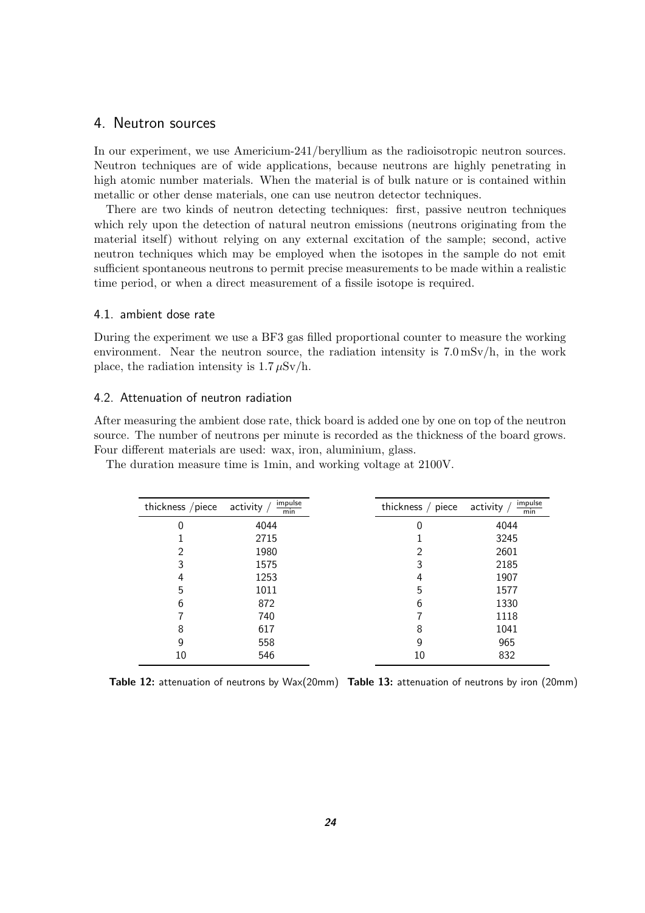## 4. Neutron sources

In our experiment, we use Americium-241/beryllium as the radioisotropic neutron sources. Neutron techniques are of wide applications, because neutrons are highly penetrating in high atomic number materials. When the material is of bulk nature or is contained within metallic or other dense materials, one can use neutron detector techniques.

There are two kinds of neutron detecting techniques: first, passive neutron techniques which rely upon the detection of natural neutron emissions (neutrons originating from the material itself) without relying on any external excitation of the sample; second, active neutron techniques which may be employed when the isotopes in the sample do not emit sufficient spontaneous neutrons to permit precise measurements to be made within a realistic time period, or when a direct measurement of a fissile isotope is required.

### 4.1. ambient dose rate

During the experiment we use a BF3 gas filled proportional counter to measure the working environment. Near the neutron source, the radiation intensity is 7.0 mSv/h, in the work place, the radiation intensity is 1.7 $\mu$Sv/h.

### 4.2. Attenuation of neutron radiation

After measuring the ambient dose rate, thick board is added one by one on top of the neutron source. The number of neutrons per minute is recorded as the thickness of the board grows. Four different materials are used: wax, iron, aluminium, glass.

The duration measure time is 1min, and working voltage at 2100V.

| thickness /piece | activity / $\frac{\text{impulse}}{\text{min}}$ |
|---|---|
| 0 | 4044 |
| 1 | 2715 |
| 2 | 1980 |
| 3 | 1575 |
| 4 | 1253 |
| 5 | 1011 |
| 6 | 872 |
| 7 | 740 |
| 8 | 617 |
| 9 | 558 |
| 10 | 546 |

**Table 12:** attenuation of neutrons by Wax(20mm)

| thickness / piece | activity / $\frac{\text{impulse}}{\text{min}}$ |
|---|---|
| 0 | 4044 |
| 1 | 3245 |
| 2 | 2601 |
| 3 | 2185 |
| 4 | 1907 |
| 5 | 1577 |
| 6 | 1330 |
| 7 | 1118 |
| 8 | 1041 |
| 9 | 965 |
| 10 | 832 |

**Table 13:** attenuation of neutrons by iron (20mm)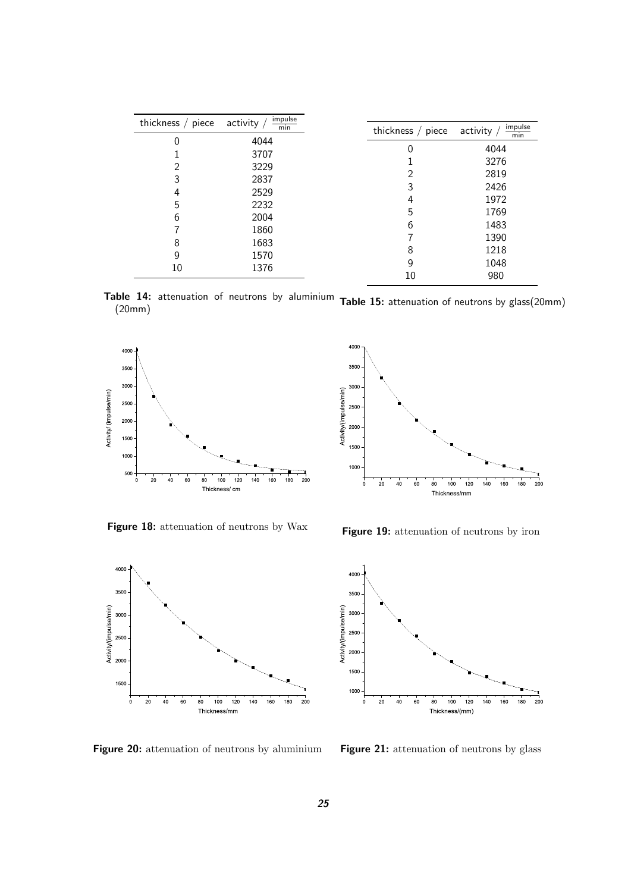| thickness / piece | activity / $\frac{\text{impulse}}{\text{min}}$ |
|---|---|
| 0 | 4044 |
| 1 | 3707 |
| 2 | 3229 |
| 3 | 2837 |
| 4 | 2529 |
| 5 | 2232 |
| 6 | 2004 |
| 7 | 1860 |
| 8 | 1683 |
| 9 | 1570 |
| 10 | 1376 |

**Table 14:** attenuation of neutrons by aluminium (20mm)

| thickness / piece | activity / $\frac{\text{impulse}}{\text{min}}$ |
|---|---|
| 0 | 4044 |
| 1 | 3276 |
| 2 | 2819 |
| 3 | 2426 |
| 4 | 1972 |
| 5 | 1769 |
| 6 | 1483 |
| 7 | 1390 |
| 8 | 1218 |
| 9 | 1048 |
| 10 | 980 |

**Table 15:** attenuation of neutrons by glass(20mm)

**Figure 18:** attenuation of neutrons by Wax

**Figure 19:** attenuation of neutrons by iron

**Figure 20:** attenuation of neutrons by aluminium

**Figure 21:** attenuation of neutrons by glass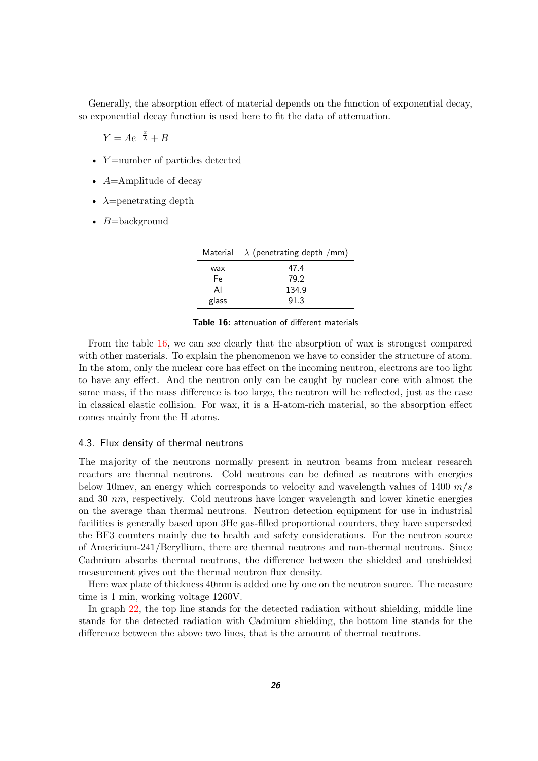Generally, the absorption effect of material depends on the function of exponential decay, so exponential decay function is used here to fit the data of attenuation.

$$Y = Ae^{-\frac{x}{\lambda}} + B$$

- $Y$=number of particles detected
- $A$=Amplitude of decay
- $\lambda$=penetrating depth
- $B$=background

| Material | $\lambda$ (penetrating depth /mm) |
|---|---|
| wax | 47.4 |
| Fe | 79.2 |
| Al | 134.9 |
| glass | 91.3 |

**Table 16:** attenuation of different materials

From the table 16, we can see clearly that the absorption of wax is strongest compared with other materials. To explain the phenomenon we have to consider the structure of atom. In the atom, only the nuclear core has effect on the incoming neutron, electrons are too light to have any effect. And the neutron only can be caught by nuclear core with almost the same mass, if the mass difference is too large, the neutron will be reflected, just as the case in classical elastic collision. For wax, it is a H-atom-rich material, so the absorption effect comes mainly from the H atoms.

### 4.3. Flux density of thermal neutrons

The majority of the neutrons normally present in neutron beams from nuclear research reactors are thermal neutrons. Cold neutrons can be defined as neutrons with energies below 10mev, an energy which corresponds to velocity and wavelength values of 1400 $m/s$ and 30 $nm$, respectively. Cold neutrons have longer wavelength and lower kinetic energies on the average than thermal neutrons. Neutron detection equipment for use in industrial facilities is generally based upon 3He gas-filled proportional counters, they have superseded the BF3 counters mainly due to health and safety considerations. For the neutron source of Americium-241/Beryllium, there are thermal neutrons and non-thermal neutrons. Since Cadmium absorbs thermal neutrons, the difference between the shielded and unshielded measurement gives out the thermal neutron flux density.

Here wax plate of thickness 40mm is added one by one on the neutron source. The measure time is 1 min, working voltage 1260V.

In graph 22, the top line stands for the detected radiation without shielding, middle line stands for the detected radiation with Cadmium shielding, the bottom line stands for the difference between the above two lines, that is the amount of thermal neutrons.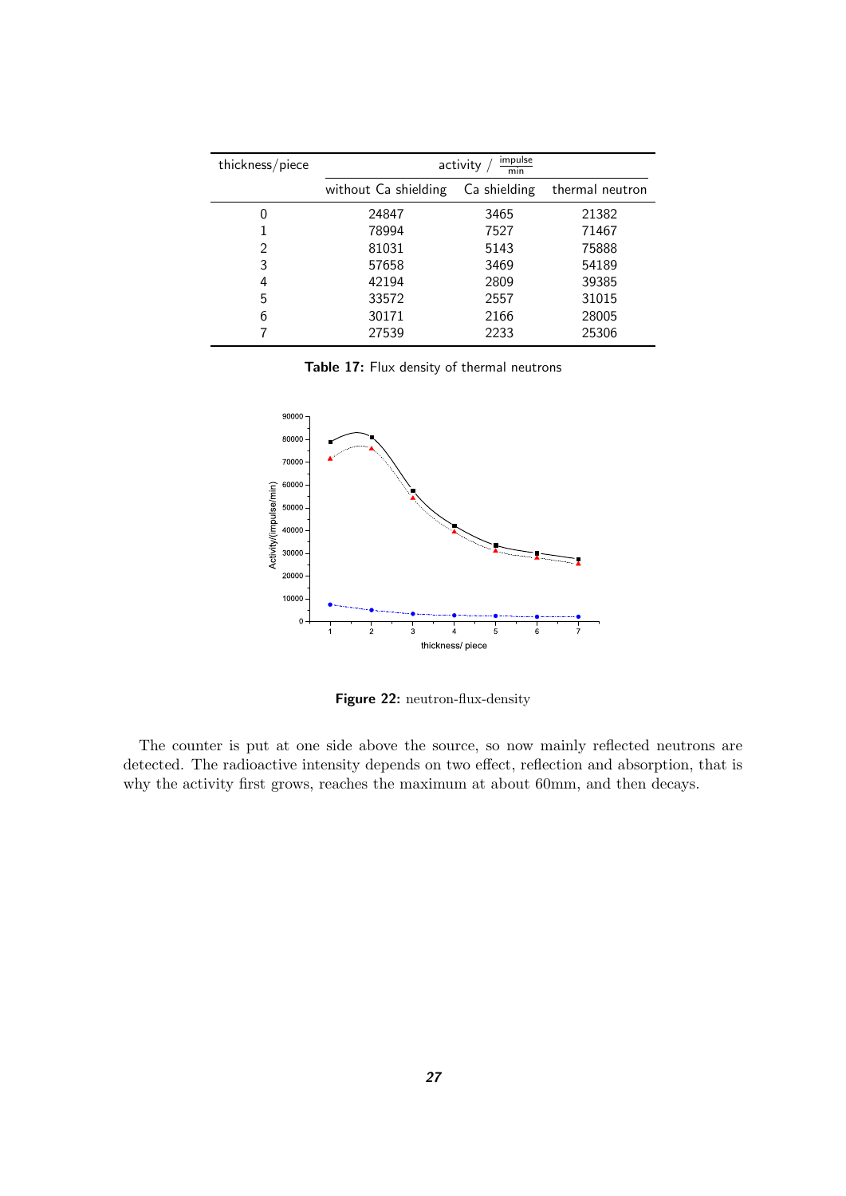| thickness/piece | activity / $\frac{\text{impulse}}{\text{min}}$ | | |
|---|---|---|---|
| | without Ca shielding | Ca shielding | thermal neutron |
| 0 | 24847 | 3465 | 21382 |
| 1 | 78994 | 7527 | 71467 |
| 2 | 81031 | 5143 | 75888 |
| 3 | 57658 | 3469 | 54189 |
| 4 | 42194 | 2809 | 39385 |
| 5 | 33572 | 2557 | 31015 |
| 6 | 30171 | 2166 | 28005 |
| 7 | 27539 | 2233 | 25306 |

**Table 17:** Flux density of thermal neutrons

**Figure 22:** neutron-flux-density

The counter is put at one side above the source, so now mainly reflected neutrons are detected. The radioactive intensity depends on two effect, reflection and absorption, that is why the activity first grows, reaches the maximum at about 60mm, and then decays.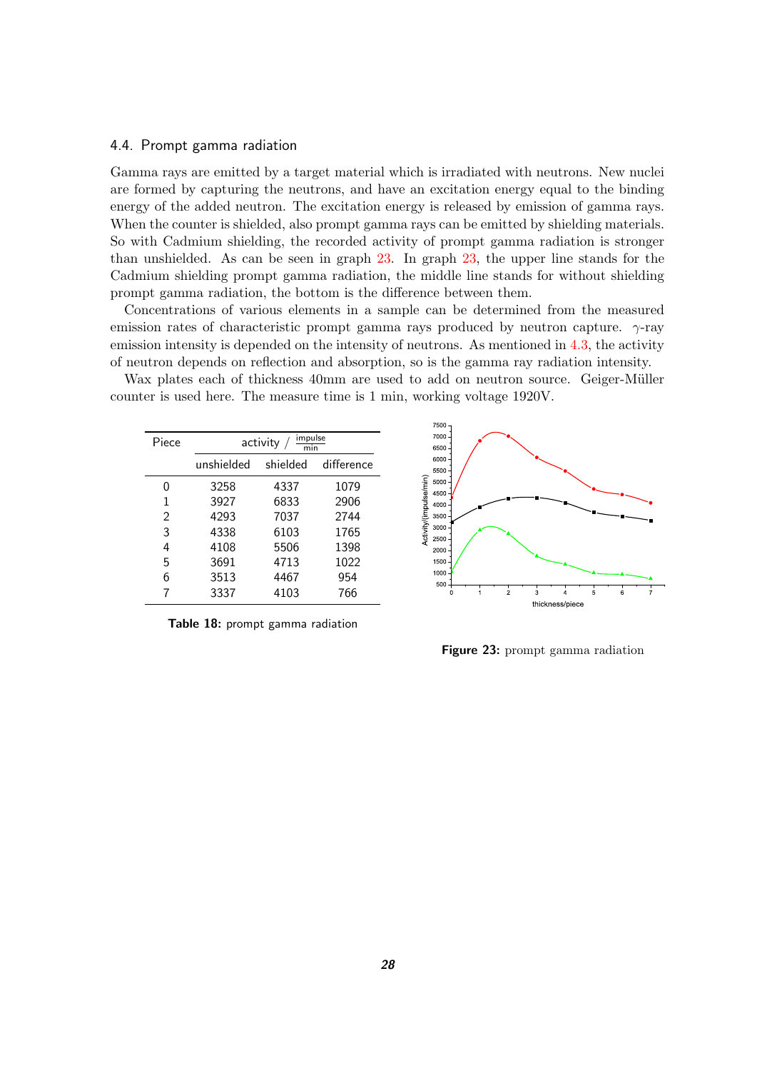### 4.4. Prompt gamma radiation

Gamma rays are emitted by a target material which is irradiated with neutrons. New nuclei are formed by capturing the neutrons, and have an excitation energy equal to the binding energy of the added neutron. The excitation energy is released by emission of gamma rays. When the counter is shielded, also prompt gamma rays can be emitted by shielding materials. So with Cadmium shielding, the recorded activity of prompt gamma radiation is stronger than unshielded. As can be seen in graph 23. In graph 23, the upper line stands for the Cadmium shielding prompt gamma radiation, the middle line stands for without shielding prompt gamma radiation, the bottom is the difference between them.

Concentrations of various elements in a sample can be determined from the measured emission rates of characteristic prompt gamma rays produced by neutron capture. $\gamma$-ray emission intensity is depended on the intensity of neutrons. As mentioned in 4.3, the activity of neutron depends on reflection and absorption, so is the gamma ray radiation intensity.

Wax plates each of thickness 40mm are used to add on neutron source. Geiger-Müller counter is used here. The measure time is 1 min, working voltage 1920V.

| Piece | activity / $\frac{\text{impulse}}{\text{min}}$ | | |
|---|---|---|---|
| | unshielded | shielded | difference |
| 0 | 3258 | 4337 | 1079 |
| 1 | 3927 | 6833 | 2906 |
| 2 | 4293 | 7037 | 2744 |
| 3 | 4338 | 6103 | 1765 |
| 4 | 4108 | 5506 | 1398 |
| 5 | 3691 | 4713 | 1022 |
| 6 | 3513 | 4467 | 954 |
| 7 | 3337 | 4103 | 766 |

**Table 18:** prompt gamma radiation

**Figure 23:** prompt gamma radiation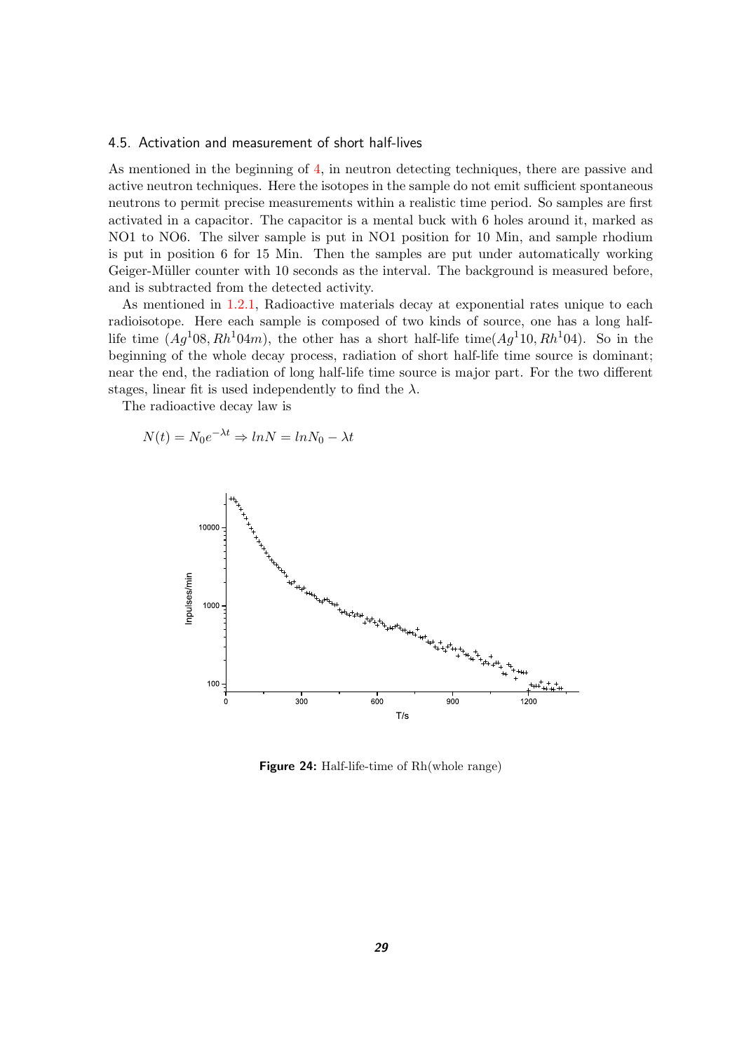### 4.5. Activation and measurement of short half-lives

As mentioned in the beginning of 4, in neutron detecting techniques, there are passive and active neutron techniques. Here the isotopes in the sample do not emit sufficient spontaneous neutrons to permit precise measurements within a realistic time period. So samples are first activated in a capacitor. The capacitor is a mental buck with 6 holes around it, marked as NO1 to NO6. The silver sample is put in NO1 position for 10 Min, and sample rhodium is put in position 6 for 15 Min. Then the samples are put under automatically working Geiger-Müller counter with 10 seconds as the interval. The background is measured before, and is subtracted from the detected activity.

As mentioned in 1.2.1, Radioactive materials decay at exponential rates unique to each radioisotope. Here each sample is composed of two kinds of source, one has a long half-life time ($Ag^108, Rh^104m$), the other has a short half-life time($Ag^110, Rh^104$). So in the beginning of the whole decay process, radiation of short half-life time source is dominant; near the end, the radiation of long half-life time source is major part. For the two different stages, linear fit is used independently to find the $\lambda$.

The radioactive decay law is

$$N(t) = N_0 e^{-\lambda t} \Rightarrow lnN = lnN_0 - \lambda t$$

**Figure 24:** Half-life-time of Rh(whole range)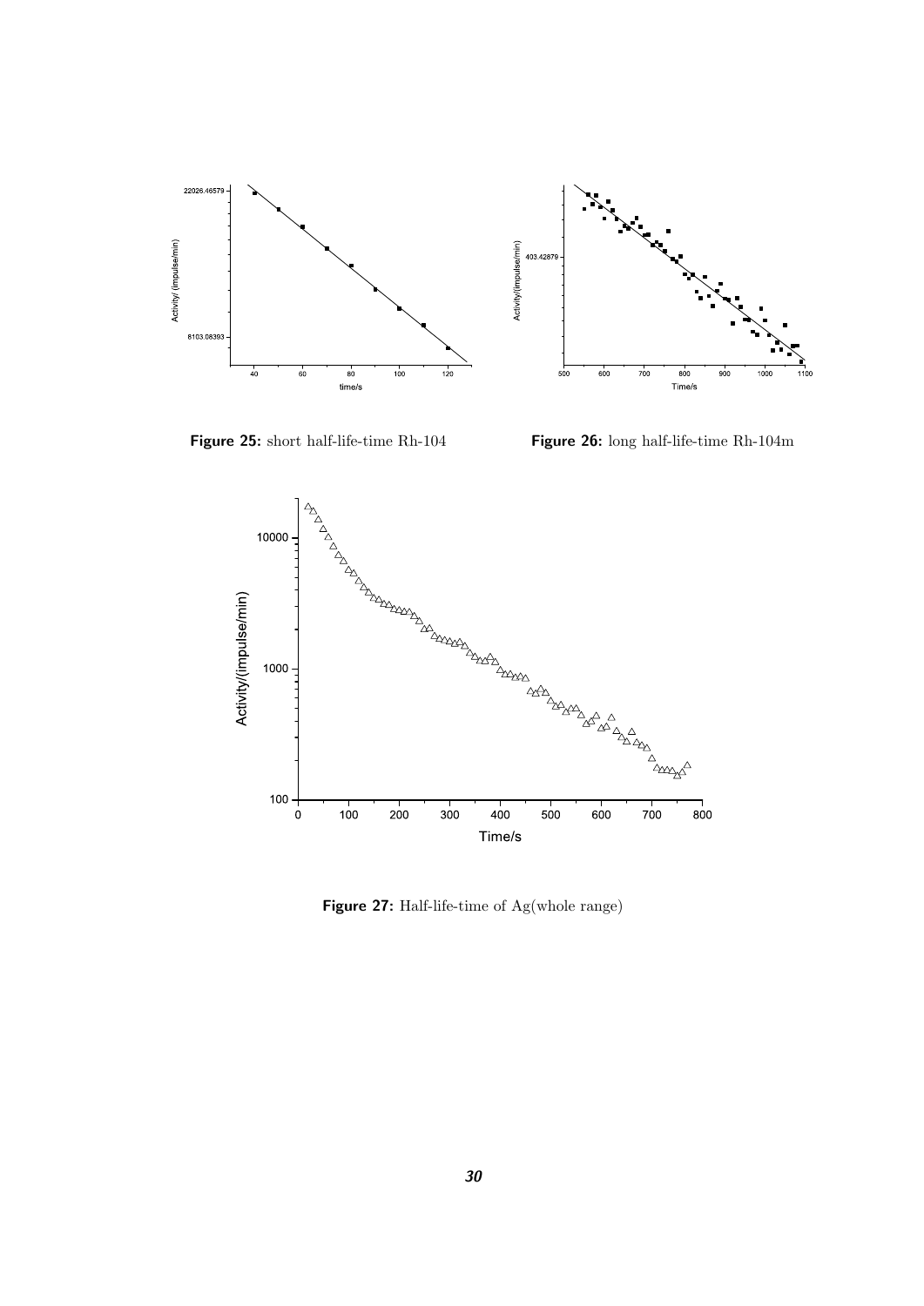Figure 25: short half-life-time Rh-104

Figure 26: long half-life-time Rh-104m

Figure 27: Half-life-time of Ag(whole range)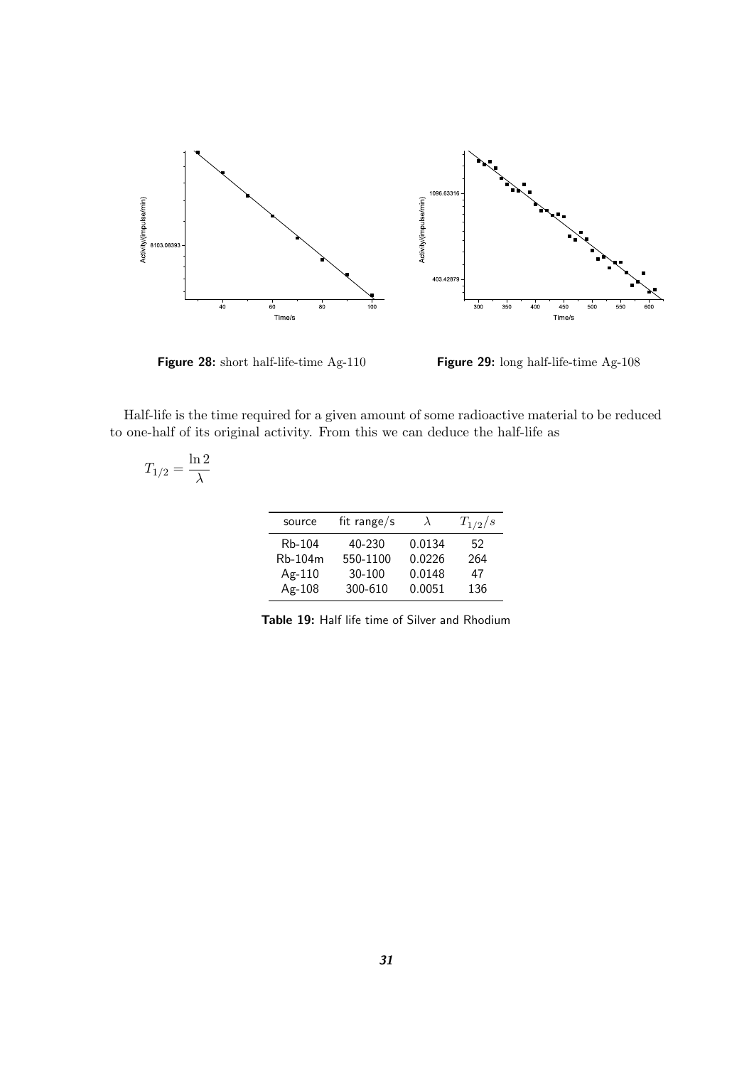Figure 28: short half-life-time Ag-110

Figure 29: long half-life-time Ag-108

Half-life is the time required for a given amount of some radioactive material to be reduced to one-half of its original activity. From this we can deduce the half-life as

$$T_{1/2} = \frac{\ln 2}{\lambda}$$

| source | fit range/s | $\lambda$ | $T_{1/2}/s$ |
|---|---|---|---|
| Rb-104 | 40-230 | 0.0134 | 52 |
| Rb-104m | 550-1100 | 0.0226 | 264 |
| Ag-110 | 30-100 | 0.0148 | 47 |
| Ag-108 | 300-610 | 0.0051 | 136 |

**Table 19:** Half life time of Silver and Rhodium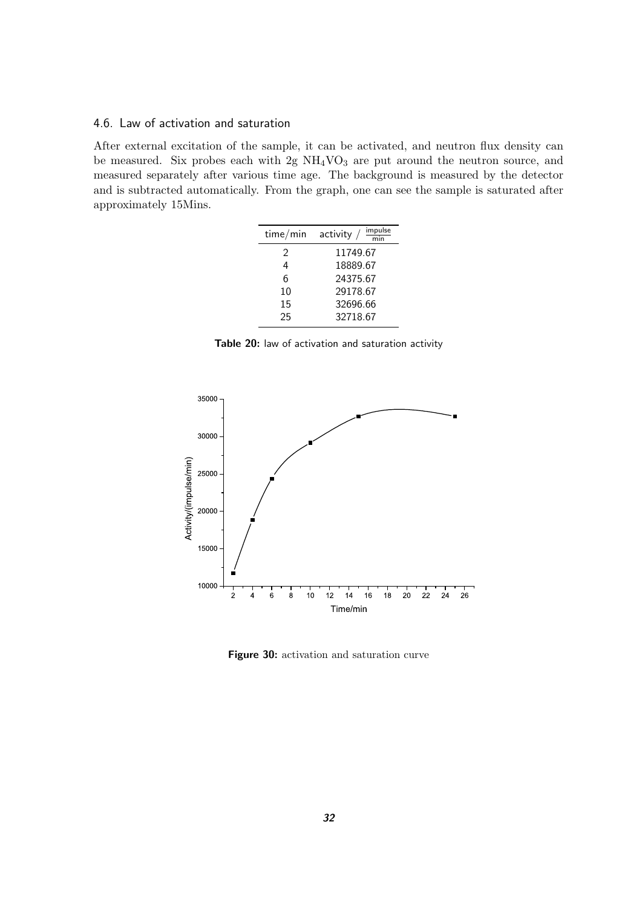### 4.6. Law of activation and saturation

After external excitation of the sample, it can be activated, and neutron flux density can be measured. Six probes each with 2g $NH_4VO_3$ are put around the neutron source, and measured separately after various time age. The background is measured by the detector and is subtracted automatically. From the graph, one can see the sample is saturated after approximately 15Mins.

| time/min | activity / $\frac{\text{impulse}}{\text{min}}$ |
|---|---|
| 2 | 11749.67 |
| 4 | 18889.67 |
| 6 | 24375.67 |
| 10 | 29178.67 |
| 15 | 32696.66 |
| 25 | 32718.67 |

**Table 20:** law of activation and saturation activity

**Figure 30:** activation and saturation curve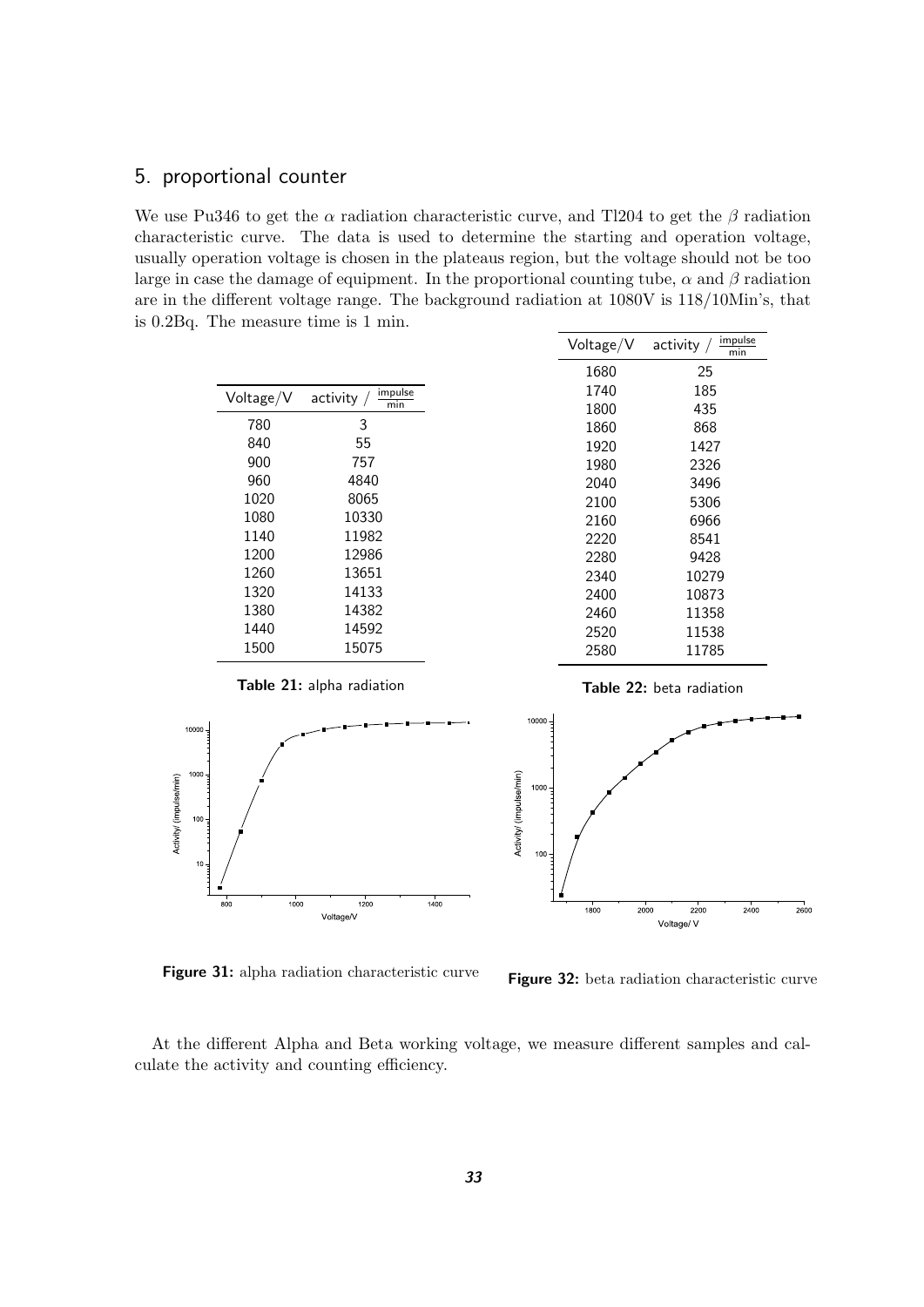## 5. proportional counter

We use Pu346 to get the $\alpha$ radiation characteristic curve, and Tl204 to get the $\beta$ radiation characteristic curve. The data is used to determine the starting and operation voltage, usually operation voltage is chosen in the plateaus region, but the voltage should not be too large in case the damage of equipment. In the proportional counting tube, $\alpha$ and $\beta$ radiation are in the different voltage range. The background radiation at 1080V is 118/10Min's, that is 0.2Bq. The measure time is 1 min.

| Voltage/V | activity / $\frac{\text{impulse}}{\text{min}}$ |
|---|---|
| 780 | 3 |
| 840 | 55 |
| 900 | 757 |
| 960 | 4840 |
| 1020 | 8065 |
| 1080 | 10330 |
| 1140 | 11982 |
| 1200 | 12986 |
| 1260 | 13651 |
| 1320 | 14133 |
| 1380 | 14382 |
| 1440 | 14592 |
| 1500 | 15075 |

**Table 21:** alpha radiation

| Voltage/V | activity / $\frac{\text{impulse}}{\text{min}}$ |
|---|---|
| 1680 | 25 |
| 1740 | 185 |
| 1800 | 435 |
| 1860 | 868 |
| 1920 | 1427 |
| 1980 | 2326 |
| 2040 | 3496 |
| 2100 | 5306 |
| 2160 | 6966 |
| 2220 | 8541 |
| 2280 | 9428 |
| 2340 | 10279 |
| 2400 | 10873 |
| 2460 | 11358 |
| 2520 | 11538 |
| 2580 | 11785 |

**Table 22:** beta radiation

**Figure 31:** alpha radiation characteristic curve

**Figure 32:** beta radiation characteristic curve

At the different Alpha and Beta working voltage, we measure different samples and calculate the activity and counting efficiency.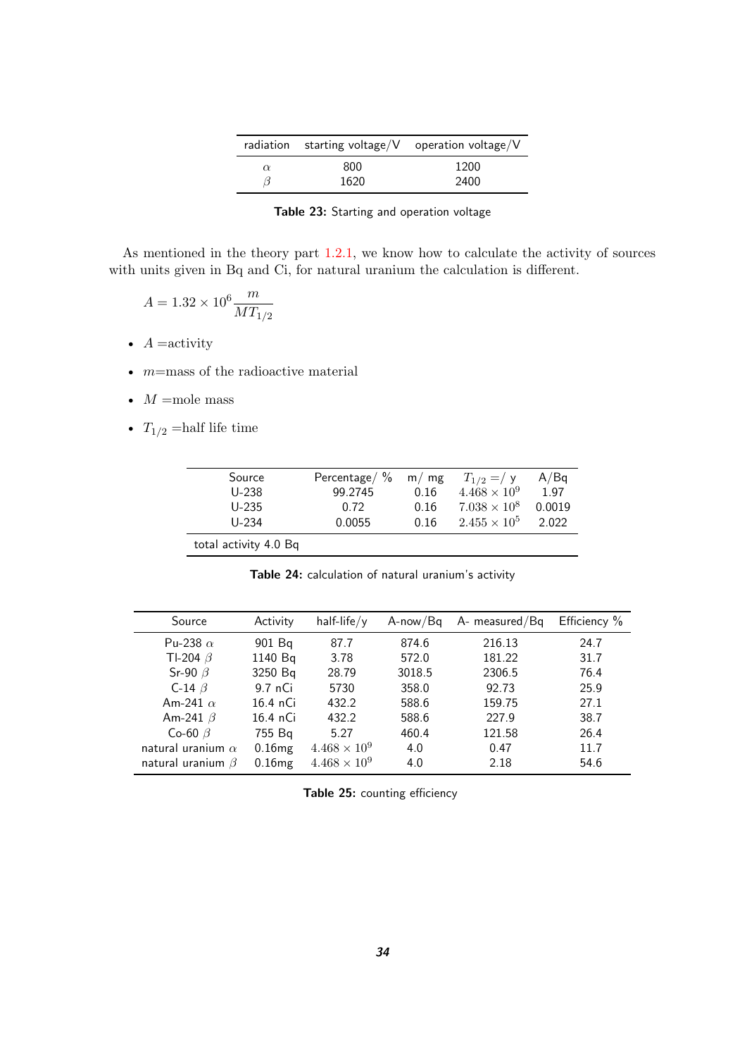| radiation | starting voltage/V | operation voltage/V |
|---|---|---|
| $\alpha$ | 800 | 1200 |
| $\beta$ | 1620 | 2400 |

**Table 23:** Starting and operation voltage

As mentioned in the theory part 1.2.1, we know how to calculate the activity of sources with units given in Bq and Ci, for natural uranium the calculation is different.

$$A = 1.32 \times 10^6 \frac{m}{MT_{1/2}}$$

- $A$ =activity
- $m$=mass of the radioactive material
- $M$ =mole mass
- $T_{1/2}$ =half life time

| Source | Percentage/ % | m/ mg | $T_{1/2}$ =/ y | A/Bq |
|---|---|---|---|---|
| U-238 | 99.2745 | 0.16 | $4.468 \times 10^9$ | 1.97 |
| U-235 | 0.72 | 0.16 | $7.038 \times 10^8$ | 0.0019 |
| U-234 | 0.0055 | 0.16 | $2.455 \times 10^5$ | 2.022 |
| total activity 4.0 Bq | | | | |

**Table 24:** calculation of natural uranium's activity

| Source | Activity | half-life/y | A-now/Bq | A- measured/Bq | Efficiency % |
|---|---|---|---|---|---|
| Pu-238 $\alpha$ | 901 Bq | 87.7 | 874.6 | 216.13 | 24.7 |
| Tl-204 $\beta$ | 1140 Bq | 3.78 | 572.0 | 181.22 | 31.7 |
| Sr-90 $\beta$ | 3250 Bq | 28.79 | 3018.5 | 2306.5 | 76.4 |
| C-14 $\beta$ | 9.7 nCi | 5730 | 358.0 | 92.73 | 25.9 |
| Am-241 $\alpha$ | 16.4 nCi | 432.2 | 588.6 | 159.75 | 27.1 |
| Am-241 $\beta$ | 16.4 nCi | 432.2 | 588.6 | 227.9 | 38.7 |
| Co-60 $\beta$ | 755 Bq | 5.27 | 460.4 | 121.58 | 26.4 |
| natural uranium $\alpha$ | 0.16mg | $4.468 \times 10^9$ | 4.0 | 0.47 | 11.7 |
| natural uranium $\beta$ | 0.16mg | $4.468 \times 10^9$ | 4.0 | 2.18 | 54.6 |

**Table 25:** counting efficiency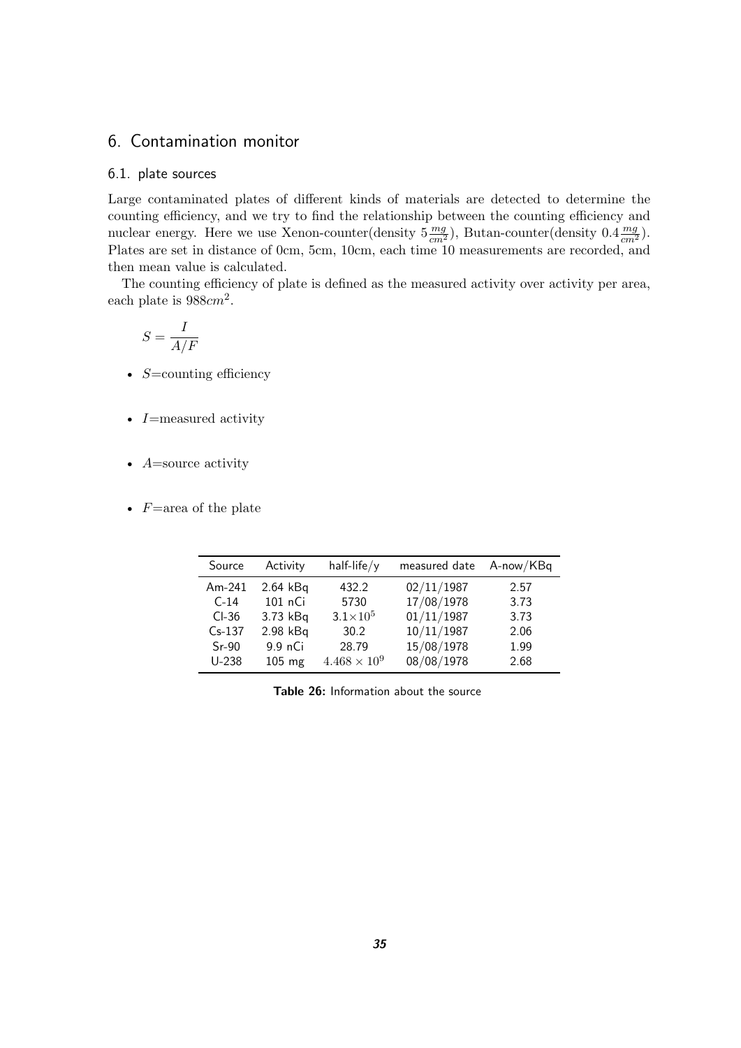## 6. Contamination monitor

### 6.1. plate sources

Large contaminated plates of different kinds of materials are detected to determine the counting efficiency, and we try to find the relationship between the counting efficiency and nuclear energy. Here we use Xenon-counter(density $5\frac{mg}{cm^2}$), Butan-counter(density $0.4\frac{mg}{cm^2}$). Plates are set in distance of 0cm, 5cm, 10cm, each time 10 measurements are recorded, and then mean value is calculated.

The counting efficiency of plate is defined as the measured activity over activity per area, each plate is $988cm^2$.

$$S = \frac{I}{A/F}$$

- $S$=counting efficiency
- $I$=measured activity
- $A$=source activity
- $F$=area of the plate

| Source | Activity | half-life/y | measured date | A-now/KBq |
|---|---|---|---|---|
| Am-241 | 2.64 kBq | 432.2 | 02/11/1987 | 2.57 |
| C-14 | 101 nCi | 5730 | 17/08/1978 | 3.73 |
| Cl-36 | 3.73 kBq | $3.1\times10^5$ | 01/11/1987 | 3.73 |
| Cs-137 | 2.98 kBq | 30.2 | 10/11/1987 | 2.06 |
| Sr-90 | 9.9 nCi | 28.79 | 15/08/1978 | 1.99 |
| U-238 | 105 mg | $4.468 \times 10^9$ | 08/08/1978 | 2.68 |

**Table 26:** Information about the source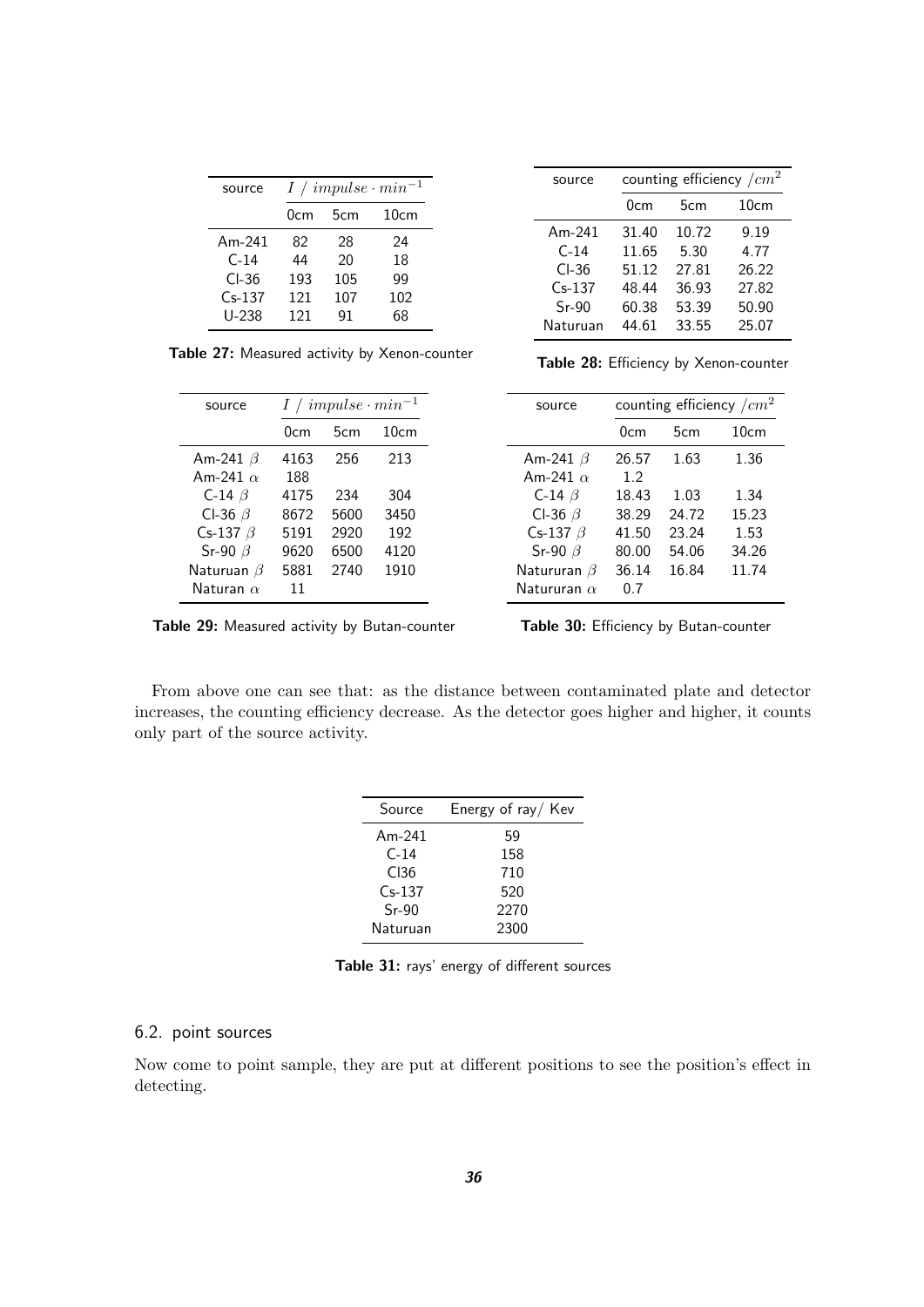| source | $I$ / $impulse \cdot min^{-1}$ | | |
|---|---|---|---|
| | 0cm | 5cm | 10cm |
| Am-241 | 82 | 28 | 24 |
| C-14 | 44 | 20 | 18 |
| Cl-36 | 193 | 105 | 99 |
| Cs-137 | 121 | 107 | 102 |
| U-238 | 121 | 91 | 68 |

**Table 27:** Measured activity by Xenon-counter

| source | counting efficiency $/cm^2$ | | |
|---|---|---|---|
| | 0cm | 5cm | 10cm |
| Am-241 | 31.40 | 10.72 | 9.19 |
| C-14 | 11.65 | 5.30 | 4.77 |
| Cl-36 | 51.12 | 27.81 | 26.22 |
| Cs-137 | 48.44 | 36.93 | 27.82 |
| Sr-90 | 60.38 | 53.39 | 50.90 |
| Naturuan | 44.61 | 33.55 | 25.07 |

**Table 28:** Efficiency by Xenon-counter

| source | $I$ / $impulse \cdot min^{-1}$ | | |
|---|---|---|---|
| | 0cm | 5cm | 10cm |
| Am-241 $\beta$ | 4163 | 256 | 213 |
| Am-241 $\alpha$ | 188 | | |
| C-14 $\beta$ | 4175 | 234 | 304 |
| Cl-36 $\beta$ | 8672 | 5600 | 3450 |
| Cs-137 $\beta$ | 5191 | 2920 | 192 |
| Sr-90 $\beta$ | 9620 | 6500 | 4120 |
| Naturuan $\beta$ | 5881 | 2740 | 1910 |
| Naturan $\alpha$ | 11 | | |

**Table 29:** Measured activity by Butan-counter

| source | counting efficiency $/cm^2$ | | |
|---|---|---|---|
| | 0cm | 5cm | 10cm |
| Am-241 $\beta$ | 26.57 | 1.63 | 1.36 |
| Am-241 $\alpha$ | 1.2 | | |
| C-14 $\beta$ | 18.43 | 1.03 | 1.34 |
| Cl-36 $\beta$ | 38.29 | 24.72 | 15.23 |
| Cs-137 $\beta$ | 41.50 | 23.24 | 1.53 |
| Sr-90 $\beta$ | 80.00 | 54.06 | 34.26 |
| Natururan $\beta$ | 36.14 | 16.84 | 11.74 |
| Natururan $\alpha$ | 0.7 | | |

**Table 30:** Efficiency by Butan-counter

From above one can see that: as the distance between contaminated plate and detector increases, the counting efficiency decrease. As the detector goes higher and higher, it counts only part of the source activity.

| Source | Energy of ray/ Kev |
|---|---|
| Am-241 | 59 |
| C-14 | 158 |
| Cl36 | 710 |
| Cs-137 | 520 |
| Sr-90 | 2270 |
| Naturuan | 2300 |

**Table 31:** rays' energy of different sources

## 6.2. point sources

Now come to point sample, they are put at different positions to see the position's effect in detecting.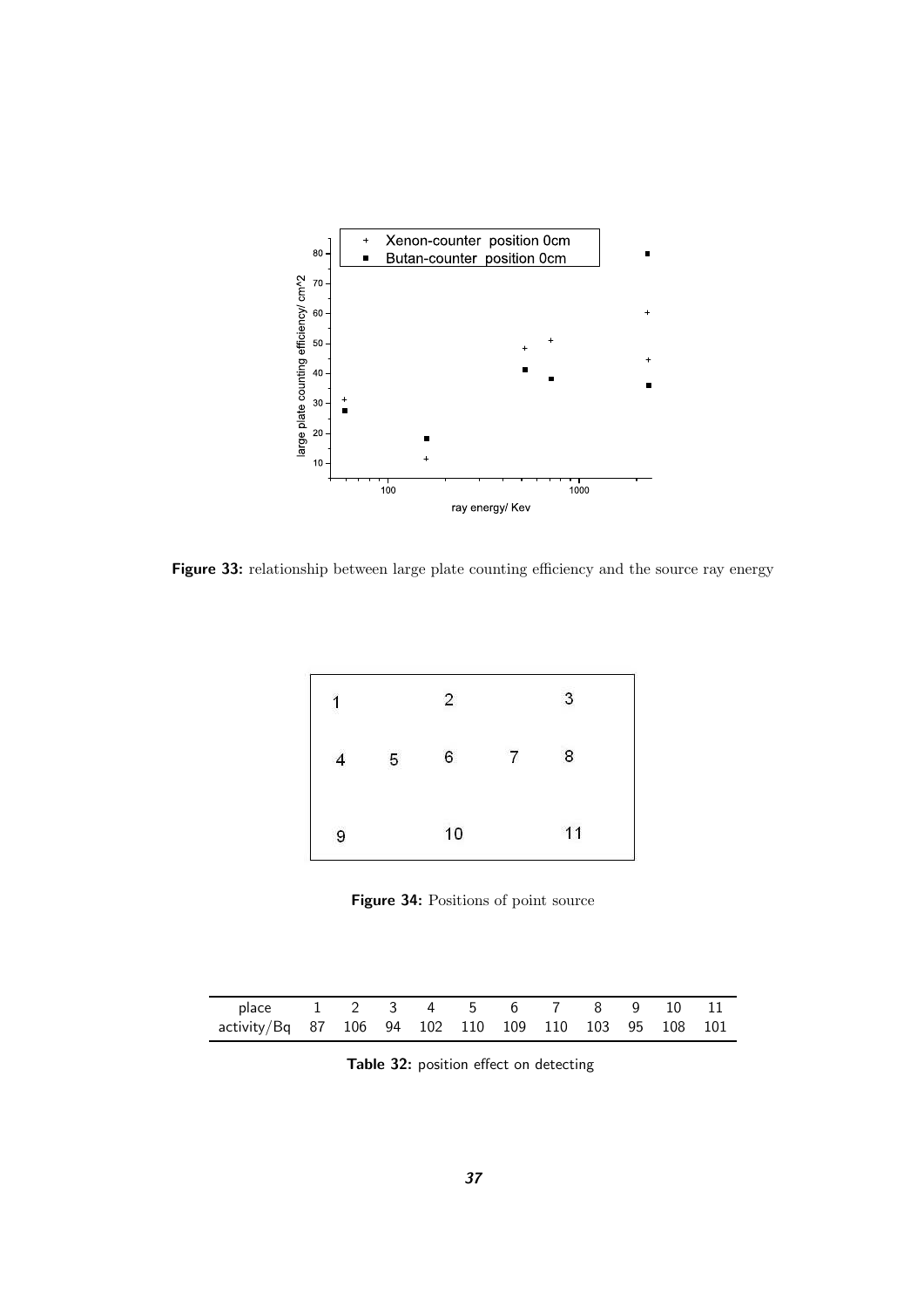Figure 33: relationship between large plate counting efficiency and the source ray energy

Figure 34: Positions of point source

| place | 1 | 2 | 3 | 4 | 5 | 6 | 7 | 8 | 9 | 10 | 11 |
|---|---|---|---|---|---|---|---|---|---|---|---|
| activity/Bq | 87 | 106 | 94 | 102 | 110 | 109 | 110 | 103 | 95 | 108 | 101 |

Table 32: position effect on detecting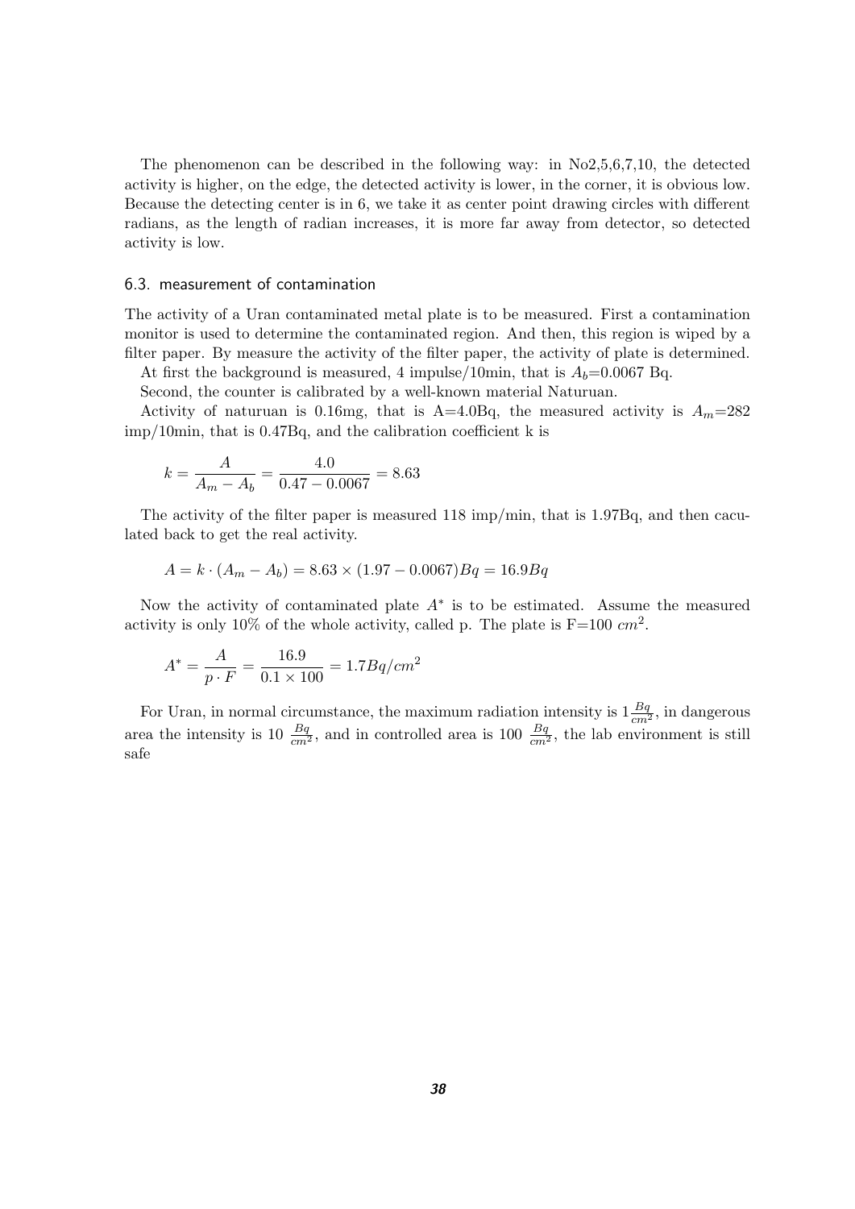The phenomenon can be described in the following way: in No2,5,6,7,10, the detected activity is higher, on the edge, the detected activity is lower, in the corner, it is obvious low. Because the detecting center is in 6, we take it as center point drawing circles with different radians, as the length of radian increases, it is more far away from detector, so detected activity is low.

### 6.3. measurement of contamination

The activity of a Uran contaminated metal plate is to be measured. First a contamination monitor is used to determine the contaminated region. And then, this region is wiped by a filter paper. By measure the activity of the filter paper, the activity of plate is determined.

At first the background is measured, 4 impulse/10min, that is $A_b$=0.0067 Bq.

Second, the counter is calibrated by a well-known material Naturuan.

Activity of naturuan is 0.16mg, that is A=4.0Bq, the measured activity is $A_m$=282 imp/10min, that is 0.47Bq, and the calibration coefficient k is

$$k = \frac{A}{A_m - A_b} = \frac{4.0}{0.47 - 0.0067} = 8.63$$

The activity of the filter paper is measured 118 imp/min, that is 1.97Bq, and then caculated back to get the real activity.

$$A = k \cdot (A_m - A_b) = 8.63 \times (1.97 - 0.0067)Bq = 16.9Bq$$

Now the activity of contaminated plate $A^*$ is to be estimated. Assume the measured activity is only 10% of the whole activity, called p. The plate is F=100 $cm^2$.

$$A^* = \frac{A}{p \cdot F} = \frac{16.9}{0.1 \times 100} = 1.7Bq/cm^2$$

For Uran, in normal circumstance, the maximum radiation intensity is $1\frac{Bq}{cm^2}$, in dangerous area the intensity is 10 $\frac{Bq}{cm^2}$, and in controlled area is 100 $\frac{Bq}{cm^2}$, the lab environment is still safe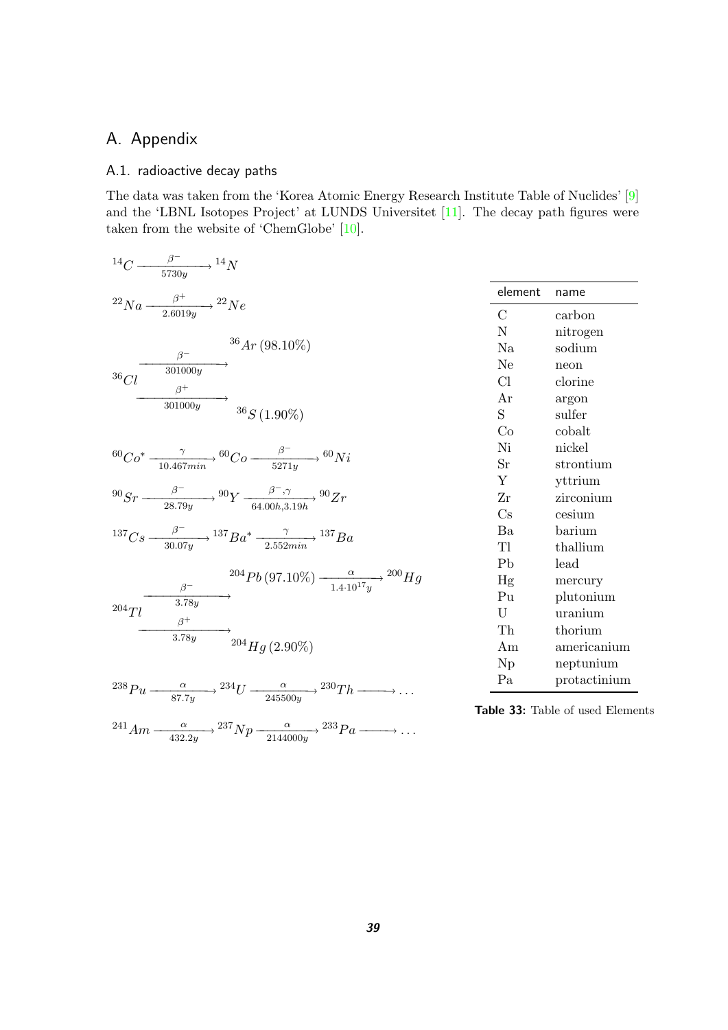# A. Appendix

## A.1. radioactive decay paths

The data was taken from the 'Korea Atomic Energy Research Institute Table of Nuclides' [9] and the 'LBNL Isotopes Project' at LUNDS Universitet [11]. The decay path figures were taken from the website of 'ChemGlobe' [10].

$$^{14}C \xrightarrow[5730y]{\beta^-} {}^{14}N$$

$$^{22}Na \xrightarrow[2.6019y]{\beta^+} {}^{22}Ne$$

$$^{36}Cl \xrightarrow[301000y]{\beta^-} {}^{36}Ar\,(98.10\%)$$

$$^{36}Cl \xrightarrow[301000y]{\beta^+} {}^{36}S\,(1.90\%)$$

$$^{60}Co^* \xrightarrow[10.467min]{\gamma} {}^{60}Co \xrightarrow[5271y]{\beta^-} {}^{60}Ni$$

$$^{90}Sr \xrightarrow[28.79y]{\beta^-} {}^{90}Y \xrightarrow[64.00h, 3.19h]{\beta^-, \gamma} {}^{90}Zr$$

$$^{137}Cs \xrightarrow[30.07y]{\beta^-} {}^{137}Ba^* \xrightarrow[2.552min]{\gamma} {}^{137}Ba$$

$$^{204}Tl \xrightarrow[3.78y]{\beta^-} {}^{204}Pb\,(97.10\%) \xrightarrow[1.4 \cdot 10^{17}y]{\alpha} {}^{200}Hg$$

$$^{204}Tl \xrightarrow[3.78y]{\beta^+} {}^{204}Hg\,(2.90\%)$$

$$^{238}Pu \xrightarrow[87.7y]{\alpha} {}^{234}U \xrightarrow[245500y]{\alpha} {}^{230}Th \longrightarrow \ldots$$

$$^{241}Am \xrightarrow[432.2y]{\alpha} {}^{237}Np \xrightarrow[2144000y]{\alpha} {}^{233}Pa \longrightarrow \ldots$$

| element | name |
|---|---|
| C | carbon |
| N | nitrogen |
| Na | sodium |
| Ne | neon |
| Cl | clorine |
| Ar | argon |
| S | sulfer |
| Co | cobalt |
| Ni | nickel |
| Sr | strontium |
| Y | yttrium |
| Zr | zirconium |
| Cs | cesium |
| Ba | barium |
| Tl | thallium |
| Pb | lead |
| Hg | mercury |
| Pu | plutonium |
| U | uranium |
| Th | thorium |
| Am | americanium |
| Np | neptunium |
| Pa | protactinium |

**Table 33:** Table of used Elements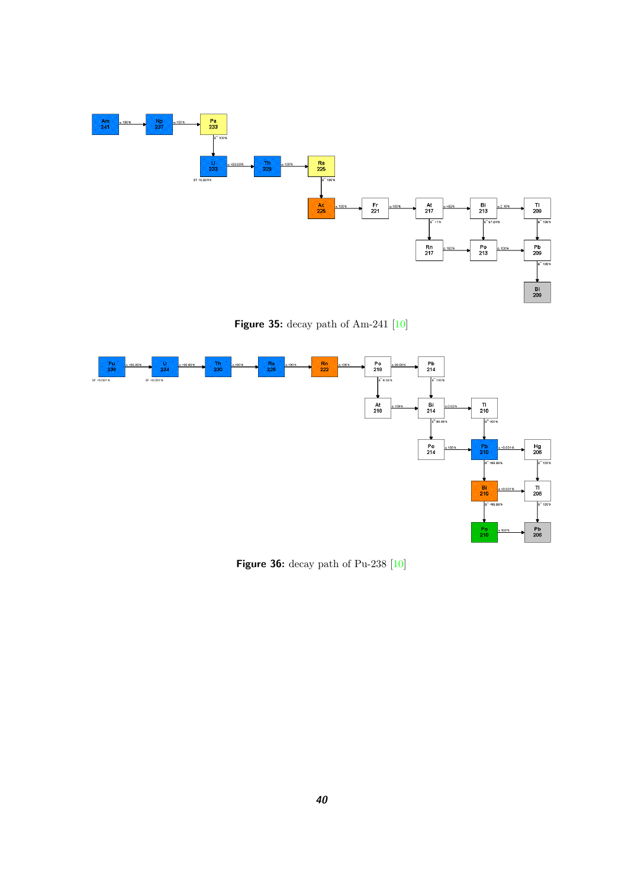Figure 35: decay path of Am-241 [10]

Figure 36: decay path of Pu-238 [10]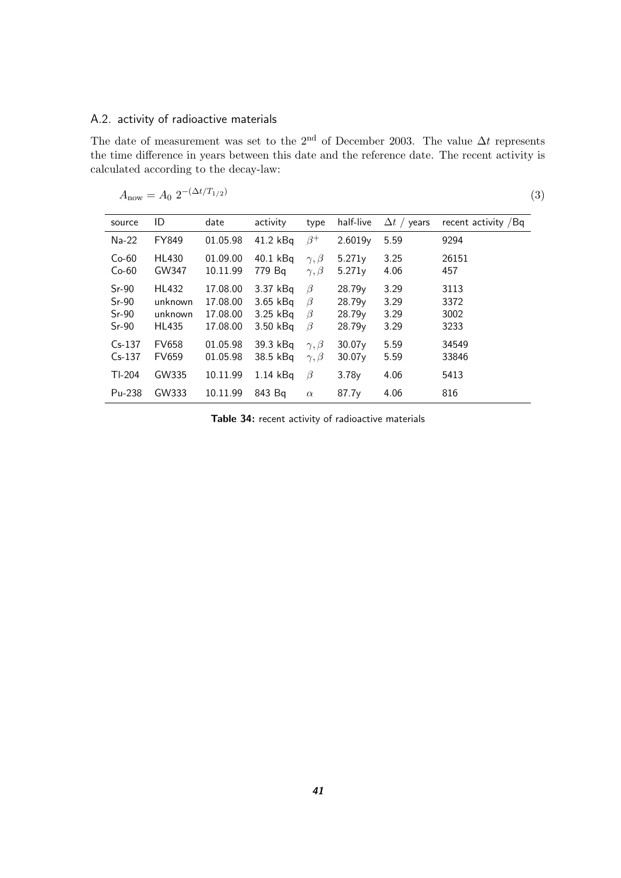## A.2. activity of radioactive materials

The date of measurement was set to the 2[nd] of December 2003. The value $\Delta t$ represents the time difference in years between this date and the reference date. The recent activity is calculated according to the decay-law:

$$A_{\text{now}} = A_0 \; 2^{-(\Delta t / T_{1/2})} \tag{3}$$

| source | ID | date | activity | type | half-live | $\Delta t$ / years | recent activity /Bq |
|---|---|---|---|---|---|---|---|
| Na-22 | FY849 | 01.05.98 | 41.2 kBq | $\beta^+$ | 2.6019y | 5.59 | 9294 |
| Co-60 | HL430 | 01.09.00 | 40.1 kBq | $\gamma, \beta$ | 5.271y | 3.25 | 26151 |
| Co-60 | GW347 | 10.11.99 | 779 Bq | $\gamma, \beta$ | 5.271y | 4.06 | 457 |
| Sr-90 | HL432 | 17.08.00 | 3.37 kBq | $\beta$ | 28.79y | 3.29 | 3113 |
| Sr-90 | unknown | 17.08.00 | 3.65 kBq | $\beta$ | 28.79y | 3.29 | 3372 |
| Sr-90 | unknown | 17.08.00 | 3.25 kBq | $\beta$ | 28.79y | 3.29 | 3002 |
| Sr-90 | HL435 | 17.08.00 | 3.50 kBq | $\beta$ | 28.79y | 3.29 | 3233 |
| Cs-137 | FV658 | 01.05.98 | 39.3 kBq | $\gamma, \beta$ | 30.07y | 5.59 | 34549 |
| Cs-137 | FV659 | 01.05.98 | 38.5 kBq | $\gamma, \beta$ | 30.07y | 5.59 | 33846 |
| Tl-204 | GW335 | 10.11.99 | 1.14 kBq | $\beta$ | 3.78y | 4.06 | 5413 |
| Pu-238 | GW333 | 10.11.99 | 843 Bq | $\alpha$ | 87.7y | 4.06 | 816 |

**Table 34:** recent activity of radioactive materials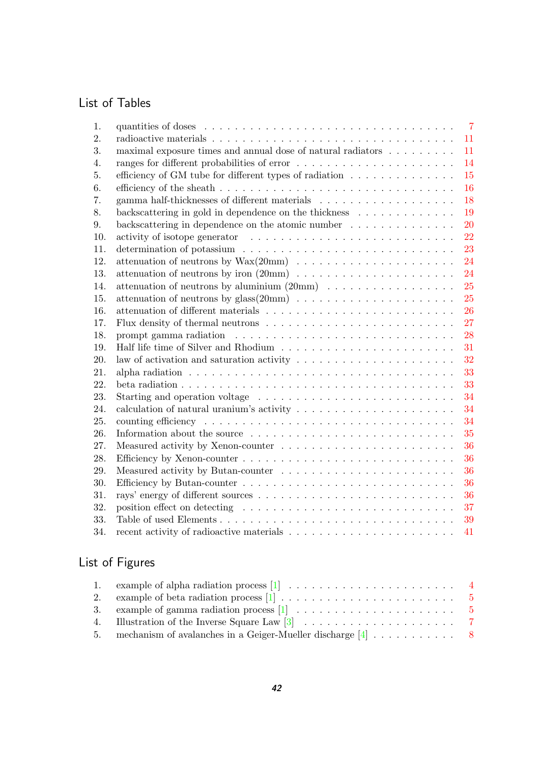## List of Tables

1. quantities of doses . . . 7
2. radioactive materials . . . 11
3. maximal exposure times and annual dose of natural radiators . . . 11
4. ranges for different probabilities of error . . . 14
5. efficiency of GM tube for different types of radiation . . . 15
6. efficiency of the sheath . . . 16
7. gamma half-thicknesses of different materials . . . 18
8. backscattering in gold in dependence on the thickness . . . 19
9. backscattering in dependence on the atomic number . . . 20
10. activity of isotope generator . . . 22
11. determination of potassium . . . 23
12. attenuation of neutrons by Wax(20mm) . . . 24
13. attenuation of neutrons by iron (20mm) . . . 24
14. attenuation of neutrons by aluminium (20mm) . . . 25
15. attenuation of neutrons by glass(20mm) . . . 25
16. attenuation of different materials . . . 26
17. Flux density of thermal neutrons . . . 27
18. prompt gamma radiation . . . 28
19. Half life time of Silver and Rhodium . . . 31
20. law of activation and saturation activity . . . 32
21. alpha radiation . . . 33
22. beta radiation . . . 33
23. Starting and operation voltage . . . 34
24. calculation of natural uranium's activity . . . 34
25. counting efficiency . . . 34
26. Information about the source . . . 35
27. Measured activity by Xenon-counter . . . 36
28. Efficiency by Xenon-counter . . . 36
29. Measured activity by Butan-counter . . . 36
30. Efficiency by Butan-counter . . . 36
31. rays' energy of different sources . . . 36
32. position effect on detecting . . . 37
33. Table of used Elements . . . 39
34. recent activity of radioactive materials . . . 41

## List of Figures

1. example of alpha radiation process [1] . . . 4
2. example of beta radiation process [1] . . . 5
3. example of gamma radiation process [1] . . . 5
4. Illustration of the Inverse Square Law [3] . . . 7
5. mechanism of avalanches in a Geiger-Mueller discharge [4] . . . 8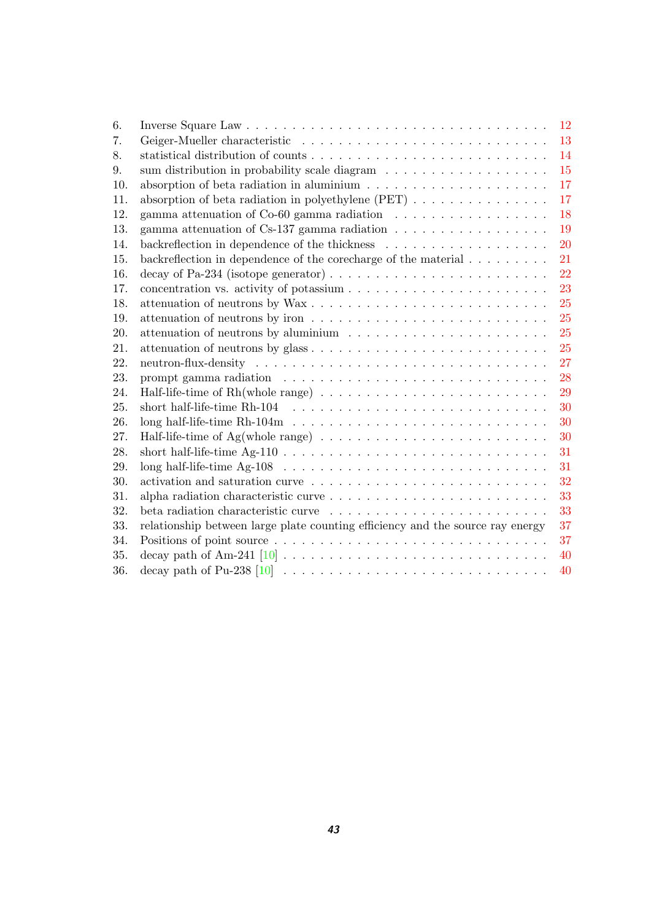6. Inverse Square Law . . . . . . . . . . . . . . . . . . . . . . . . . . . . . . . . 12
7. Geiger-Mueller characteristic . . . . . . . . . . . . . . . . . . . . . . . . . . 13
8. statistical distribution of counts . . . . . . . . . . . . . . . . . . . . . . . . . 14
9. sum distribution in probability scale diagram . . . . . . . . . . . . . . . . . 15
10. absorption of beta radiation in aluminium . . . . . . . . . . . . . . . . . . . 17
11. absorption of beta radiation in polyethylene (PET) . . . . . . . . . . . . . . 17
12. gamma attenuation of Co-60 gamma radiation . . . . . . . . . . . . . . . . 18
13. gamma attenuation of Cs-137 gamma radiation . . . . . . . . . . . . . . . . 19
14. backreflection in dependence of the thickness . . . . . . . . . . . . . . . . . 20
15. backreflection in dependence of the corecharge of the material . . . . . . . . . 21
16. decay of Pa-234 (isotope generator) . . . . . . . . . . . . . . . . . . . . . . 22
17. concentration vs. activity of potassium . . . . . . . . . . . . . . . . . . . . . 23
18. attenuation of neutrons by Wax . . . . . . . . . . . . . . . . . . . . . . . . . 25
19. attenuation of neutrons by iron . . . . . . . . . . . . . . . . . . . . . . . . . 25
20. attenuation of neutrons by aluminium . . . . . . . . . . . . . . . . . . . . . . 25
21. attenuation of neutrons by glass . . . . . . . . . . . . . . . . . . . . . . . . . 25
22. neutron-flux-density . . . . . . . . . . . . . . . . . . . . . . . . . . . . . . . 27
23. prompt gamma radiation . . . . . . . . . . . . . . . . . . . . . . . . . . . . . 28
24. Half-life-time of Rh(whole range) . . . . . . . . . . . . . . . . . . . . . . . . 29
25. short half-life-time Rh-104 . . . . . . . . . . . . . . . . . . . . . . . . . . . 30
26. long half-life-time Rh-104m . . . . . . . . . . . . . . . . . . . . . . . . . . . 30
27. Half-life-time of Ag(whole range) . . . . . . . . . . . . . . . . . . . . . . . . 30
28. short half-life-time Ag-110 . . . . . . . . . . . . . . . . . . . . . . . . . . . 31
29. long half-life-time Ag-108 . . . . . . . . . . . . . . . . . . . . . . . . . . . . 31
30. activation and saturation curve . . . . . . . . . . . . . . . . . . . . . . . . . 32
31. alpha radiation characteristic curve . . . . . . . . . . . . . . . . . . . . . . . 33
32. beta radiation characteristic curve . . . . . . . . . . . . . . . . . . . . . . . 33
33. relationship between large plate counting efficiency and the source ray energy 37
34. Positions of point source . . . . . . . . . . . . . . . . . . . . . . . . . . . . . 37
35. decay path of Am-241 [10] . . . . . . . . . . . . . . . . . . . . . . . . . . . . 40
36. decay path of Pu-238 [10] . . . . . . . . . . . . . . . . . . . . . . . . . . . . 40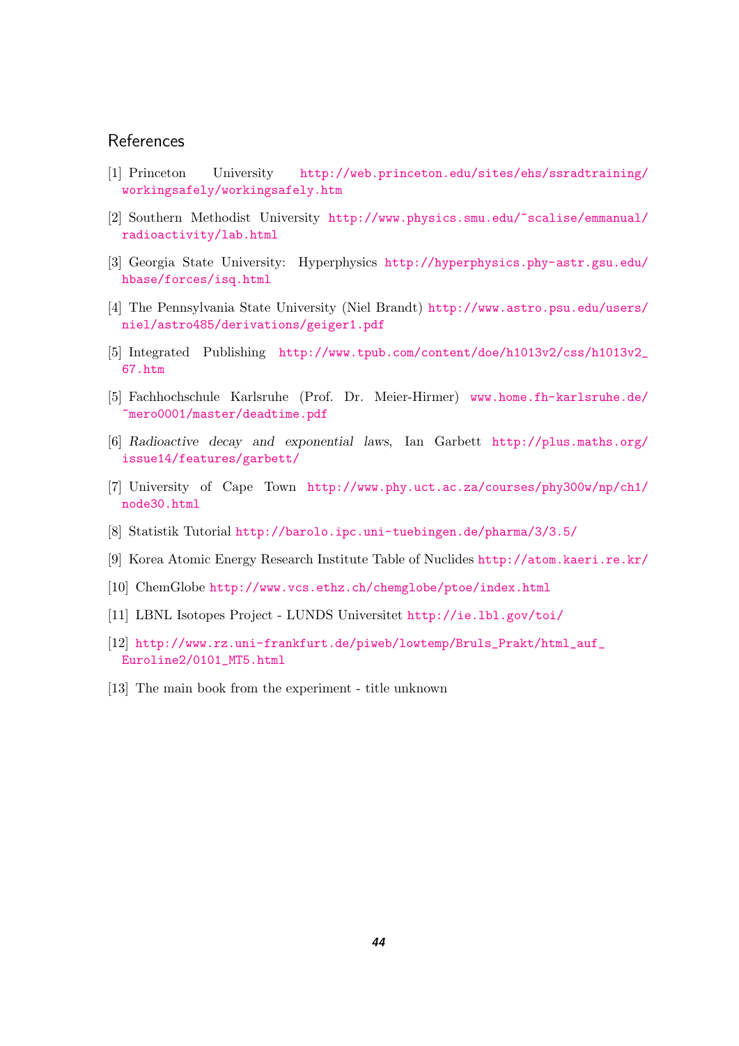## References

[1] Princeton University http://web.princeton.edu/sites/ehs/ssradtraining/workingsafely/workingsafely.htm

[2] Southern Methodist University http://www.physics.smu.edu/~scalise/emmanual/radioactivity/lab.html

[3] Georgia State University: Hyperphysics http://hyperphysics.phy-astr.gsu.edu/hbase/forces/isq.html

[4] The Pennsylvania State University (Niel Brandt) http://www.astro.psu.edu/users/niel/astro485/derivations/geiger1.pdf

[5] Integrated Publishing http://www.tpub.com/content/doe/h1013v2/css/h1013v2_67.htm

[5] Fachhochschule Karlsruhe (Prof. Dr. Meier-Hirmer) www.home.fh-karlsruhe.de/~mero0001/master/deadtime.pdf

[6] *Radioactive decay and exponential laws*, Ian Garbett http://plus.maths.org/issue14/features/garbett/

[7] University of Cape Town http://www.phy.uct.ac.za/courses/phy300w/np/ch1/node30.html

[8] Statistik Tutorial http://barolo.ipc.uni-tuebingen.de/pharma/3/3.5/

[9] Korea Atomic Energy Research Institute Table of Nuclides http://atom.kaeri.re.kr/

[10] ChemGlobe http://www.vcs.ethz.ch/chemglobe/ptoe/index.html

[11] LBNL Isotopes Project - LUNDS Universitet http://ie.lbl.gov/toi/

[12] http://www.rz.uni-frankfurt.de/piweb/lowtemp/Bruls_Prakt/html_auf_Euroline2/0101_MT5.html

[13] The main book from the experiment - title unknown